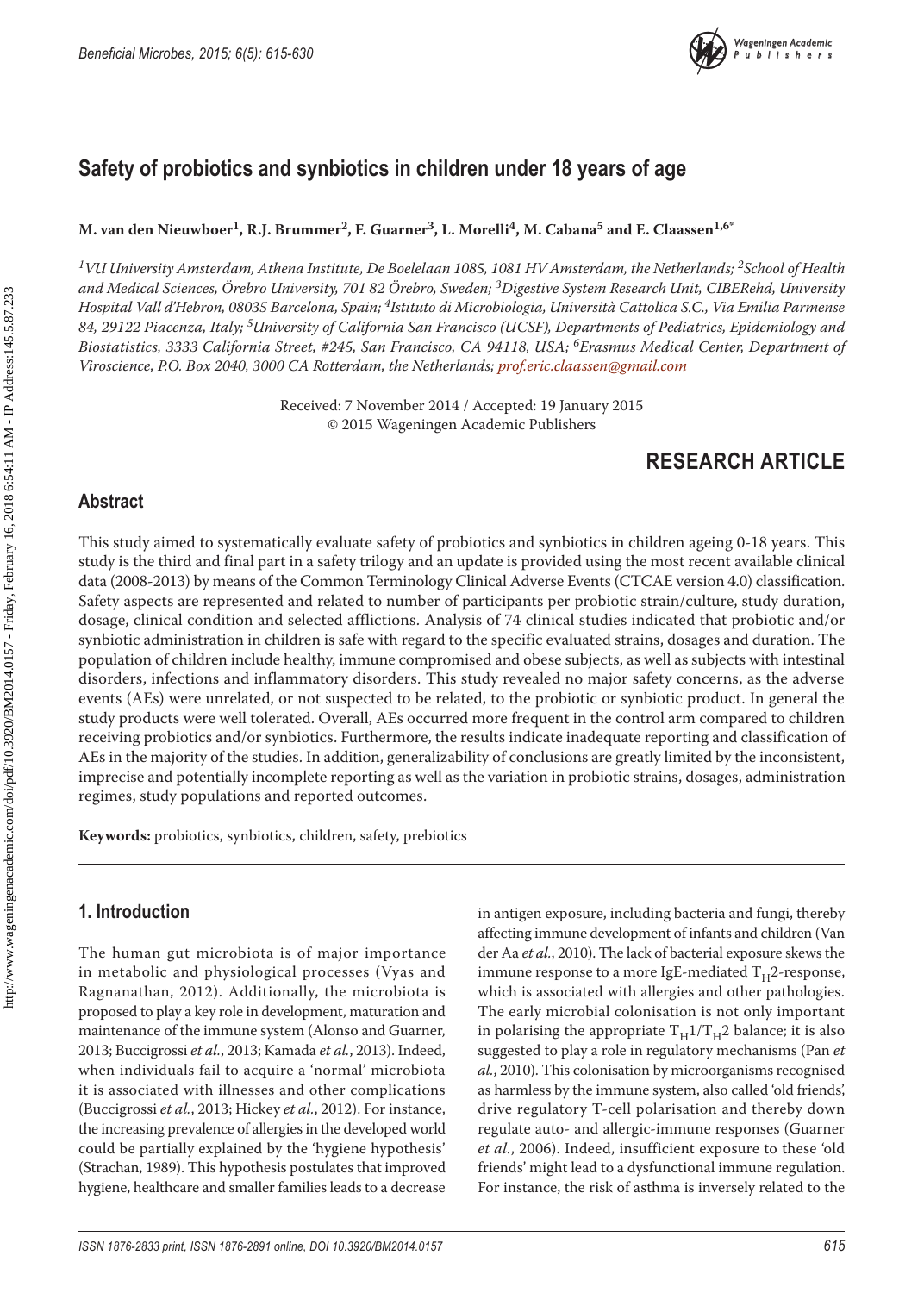# Safety of probiotics and synbiotics in children under 18 years of age

**M. van den Nieuwboer[1], R.J. Brummer[2], F. Guarner[3], L. Morelli[4], M. Cabana[5] and E. Claassen[1,6*]**

*[1]VU University Amsterdam, Athena Institute, De Boelelaan 1085, 1081 HV Amsterdam, the Netherlands; [2]School of Health and Medical Sciences, Örebro University, 701 82 Örebro, Sweden; [3]Digestive System Research Unit, CIBERehd, University Hospital Vall d'Hebron, 08035 Barcelona, Spain; [4]Istituto di Microbiologia, Università Cattolica S.C., Via Emilia Parmense 84, 29122 Piacenza, Italy; [5]University of California San Francisco (UCSF), Departments of Pediatrics, Epidemiology and Biostatistics, 3333 California Street, #245, San Francisco, CA 94118, USA; [6]Erasmus Medical Center, Department of Viroscience, P.O. Box 2040, 3000 CA Rotterdam, the Netherlands; prof.eric.claassen@gmail.com*

Received: 7 November 2014 / Accepted: 19 January 2015
© 2015 Wageningen Academic Publishers

**RESEARCH ARTICLE**

## Abstract

This study aimed to systematically evaluate safety of probiotics and synbiotics in children ageing 0-18 years. This study is the third and final part in a safety trilogy and an update is provided using the most recent available clinical data (2008-2013) by means of the Common Terminology Clinical Adverse Events (CTCAE version 4.0) classification. Safety aspects are represented and related to number of participants per probiotic strain/culture, study duration, dosage, clinical condition and selected afflictions. Analysis of 74 clinical studies indicated that probiotic and/or synbiotic administration in children is safe with regard to the specific evaluated strains, dosages and duration. The population of children include healthy, immune compromised and obese subjects, as well as subjects with intestinal disorders, infections and inflammatory disorders. This study revealed no major safety concerns, as the adverse events (AEs) were unrelated, or not suspected to be related, to the probiotic or synbiotic product. In general the study products were well tolerated. Overall, AEs occurred more frequent in the control arm compared to children receiving probiotics and/or synbiotics. Furthermore, the results indicate inadequate reporting and classification of AEs in the majority of the studies. In addition, generalizability of conclusions are greatly limited by the inconsistent, imprecise and potentially incomplete reporting as well as the variation in probiotic strains, dosages, administration regimes, study populations and reported outcomes.

**Keywords:** probiotics, synbiotics, children, safety, prebiotics

## 1. Introduction

The human gut microbiota is of major importance in metabolic and physiological processes (Vyas and Ragnanathan, 2012). Additionally, the microbiota is proposed to play a key role in development, maturation and maintenance of the immune system (Alonso and Guarner, 2013; Buccigrossi *et al.*, 2013; Kamada *et al.*, 2013). Indeed, when individuals fail to acquire a 'normal' microbiota it is associated with illnesses and other complications (Buccigrossi *et al.*, 2013; Hickey *et al.*, 2012). For instance, the increasing prevalence of allergies in the developed world could be partially explained by the 'hygiene hypothesis' (Strachan, 1989). This hypothesis postulates that improved hygiene, healthcare and smaller families leads to a decrease in antigen exposure, including bacteria and fungi, thereby affecting immune development of infants and children (Van der Aa *et al.*, 2010). The lack of bacterial exposure skews the immune response to a more IgE-mediated $T_H2$-response, which is associated with allergies and other pathologies. The early microbial colonisation is not only important in polarising the appropriate $T_H1/T_H2$ balance; it is also suggested to play a role in regulatory mechanisms (Pan *et al.*, 2010). This colonisation by microorganisms recognised as harmless by the immune system, also called 'old friends', drive regulatory T-cell polarisation and thereby down regulate auto- and allergic-immune responses (Guarner *et al.*, 2006). Indeed, insufficient exposure to these 'old friends' might lead to a dysfunctional immune regulation. For instance, the risk of asthma is inversely related to the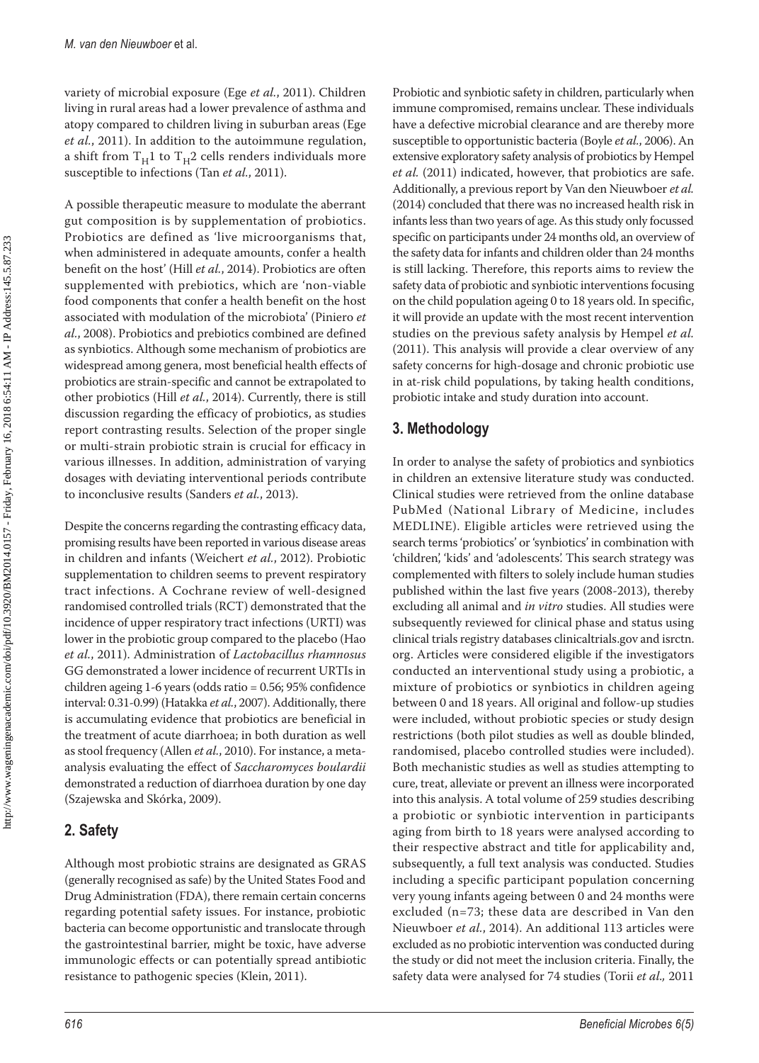variety of microbial exposure (Ege *et al.*, 2011). Children living in rural areas had a lower prevalence of asthma and atopy compared to children living in suburban areas (Ege *et al.*, 2011). In addition to the autoimmune regulation, a shift from $T_H1$ to $T_H2$ cells renders individuals more susceptible to infections (Tan *et al.*, 2011).

A possible therapeutic measure to modulate the aberrant gut composition is by supplementation of probiotics. Probiotics are defined as 'live microorganisms that, when administered in adequate amounts, confer a health benefit on the host' (Hill *et al.*, 2014). Probiotics are often supplemented with prebiotics, which are 'non-viable food components that confer a health benefit on the host associated with modulation of the microbiota' (Piniero *et al.*, 2008). Probiotics and prebiotics combined are defined as synbiotics. Although some mechanism of probiotics are widespread among genera, most beneficial health effects of probiotics are strain-specific and cannot be extrapolated to other probiotics (Hill *et al.*, 2014). Currently, there is still discussion regarding the efficacy of probiotics, as studies report contrasting results. Selection of the proper single or multi-strain probiotic strain is crucial for efficacy in various illnesses. In addition, administration of varying dosages with deviating interventional periods contribute to inconclusive results (Sanders *et al.*, 2013).

Despite the concerns regarding the contrasting efficacy data, promising results have been reported in various disease areas in children and infants (Weichert *et al.*, 2012). Probiotic supplementation to children seems to prevent respiratory tract infections. A Cochrane review of well-designed randomised controlled trials (RCT) demonstrated that the incidence of upper respiratory tract infections (URTI) was lower in the probiotic group compared to the placebo (Hao *et al.*, 2011). Administration of *Lactobacillus rhamnosus* GG demonstrated a lower incidence of recurrent URTIs in children ageing 1-6 years (odds ratio = 0.56; 95% confidence interval: 0.31-0.99) (Hatakka *et al.*, 2007). Additionally, there is accumulating evidence that probiotics are beneficial in the treatment of acute diarrhoea; in both duration as well as stool frequency (Allen *et al.*, 2010). For instance, a meta-analysis evaluating the effect of *Saccharomyces boulardii* demonstrated a reduction of diarrhoea duration by one day (Szajewska and Skórka, 2009).

## 2. Safety

Although most probiotic strains are designated as GRAS (generally recognised as safe) by the United States Food and Drug Administration (FDA), there remain certain concerns regarding potential safety issues. For instance, probiotic bacteria can become opportunistic and translocate through the gastrointestinal barrier, might be toxic, have adverse immunologic effects or can potentially spread antibiotic resistance to pathogenic species (Klein, 2011).

Probiotic and synbiotic safety in children, particularly when immune compromised, remains unclear. These individuals have a defective microbial clearance and are thereby more susceptible to opportunistic bacteria (Boyle *et al.*, 2006). An extensive exploratory safety analysis of probiotics by Hempel *et al.* (2011) indicated, however, that probiotics are safe. Additionally, a previous report by Van den Nieuwboer *et al.* (2014) concluded that there was no increased health risk in infants less than two years of age. As this study only focussed specific on participants under 24 months old, an overview of the safety data for infants and children older than 24 months is still lacking. Therefore, this reports aims to review the safety data of probiotic and synbiotic interventions focusing on the child population ageing 0 to 18 years old. In specific, it will provide an update with the most recent intervention studies on the previous safety analysis by Hempel *et al.* (2011). This analysis will provide a clear overview of any safety concerns for high-dosage and chronic probiotic use in at-risk child populations, by taking health conditions, probiotic intake and study duration into account.

## 3. Methodology

In order to analyse the safety of probiotics and synbiotics in children an extensive literature study was conducted. Clinical studies were retrieved from the online database PubMed (National Library of Medicine, includes MEDLINE). Eligible articles were retrieved using the search terms 'probiotics' or 'synbiotics' in combination with 'children', 'kids' and 'adolescents'. This search strategy was complemented with filters to solely include human studies published within the last five years (2008-2013), thereby excluding all animal and *in vitro* studies. All studies were subsequently reviewed for clinical phase and status using clinical trials registry databases clinicaltrials.gov and isrctn.org. Articles were considered eligible if the investigators conducted an interventional study using a probiotic, a mixture of probiotics or synbiotics in children ageing between 0 and 18 years. All original and follow-up studies were included, without probiotic species or study design restrictions (both pilot studies as well as double blinded, randomised, placebo controlled studies were included). Both mechanistic studies as well as studies attempting to cure, treat, alleviate or prevent an illness were incorporated into this analysis. A total volume of 259 studies describing a probiotic or synbiotic intervention in participants aging from birth to 18 years were analysed according to their respective abstract and title for applicability and, subsequently, a full text analysis was conducted. Studies including a specific participant population concerning very young infants ageing between 0 and 24 months were excluded (n=73; these data are described in Van den Nieuwboer *et al.*, 2014). An additional 113 articles were excluded as no probiotic intervention was conducted during the study or did not meet the inclusion criteria. Finally, the safety data were analysed for 74 studies (Torii *et al.,* 2011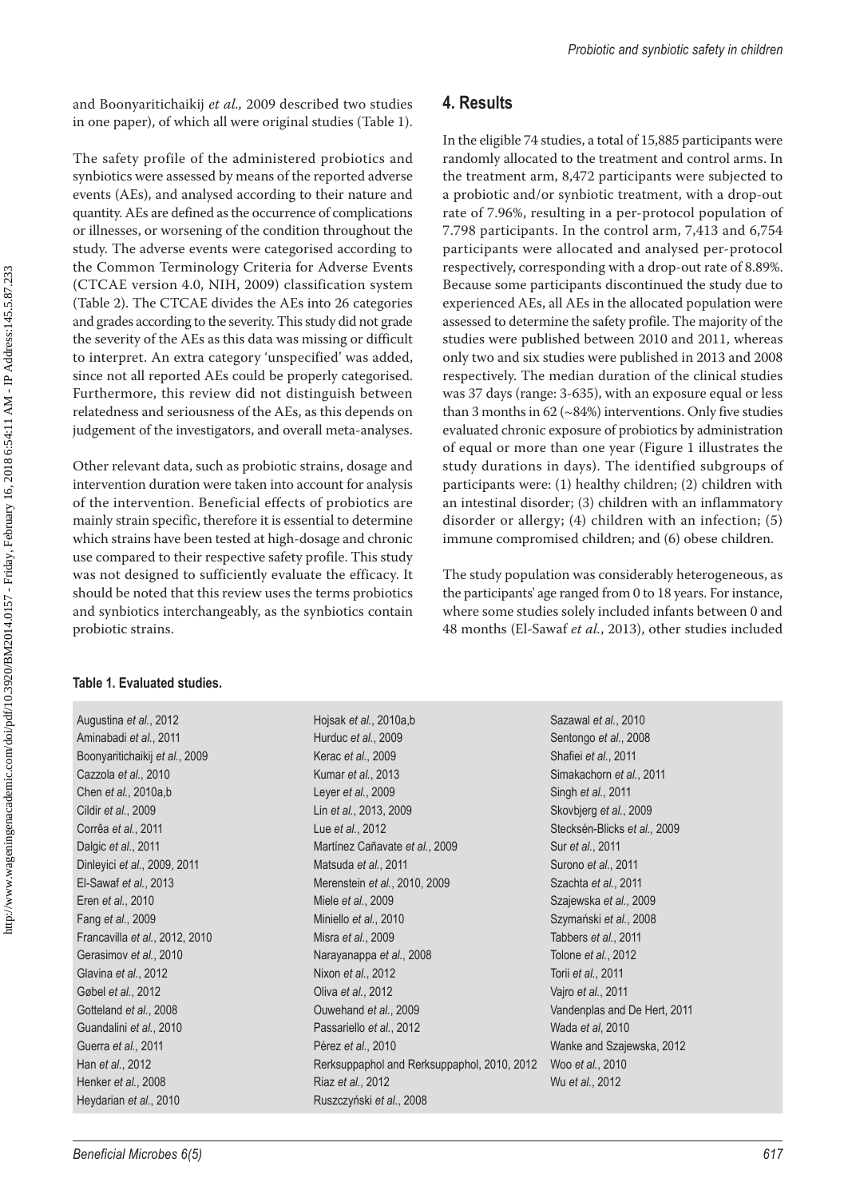and Boonyaritichaikij *et al.,* 2009 described two studies in one paper), of which all were original studies (Table 1).

The safety profile of the administered probiotics and synbiotics were assessed by means of the reported adverse events (AEs), and analysed according to their nature and quantity. AEs are defined as the occurrence of complications or illnesses, or worsening of the condition throughout the study. The adverse events were categorised according to the Common Terminology Criteria for Adverse Events (CTCAE version 4.0, NIH, 2009) classification system (Table 2). The CTCAE divides the AEs into 26 categories and grades according to the severity. This study did not grade the severity of the AEs as this data was missing or difficult to interpret. An extra category 'unspecified' was added, since not all reported AEs could be properly categorised. Furthermore, this review did not distinguish between relatedness and seriousness of the AEs, as this depends on judgement of the investigators, and overall meta-analyses.

Other relevant data, such as probiotic strains, dosage and intervention duration were taken into account for analysis of the intervention. Beneficial effects of probiotics are mainly strain specific, therefore it is essential to determine which strains have been tested at high-dosage and chronic use compared to their respective safety profile. This study was not designed to sufficiently evaluate the efficacy. It should be noted that this review uses the terms probiotics and synbiotics interchangeably, as the synbiotics contain probiotic strains.

## 4. Results

In the eligible 74 studies, a total of 15,885 participants were randomly allocated to the treatment and control arms. In the treatment arm, 8,472 participants were subjected to a probiotic and/or synbiotic treatment, with a drop-out rate of 7.96%, resulting in a per-protocol population of 7.798 participants. In the control arm, 7,413 and 6,754 participants were allocated and analysed per-protocol respectively, corresponding with a drop-out rate of 8.89%. Because some participants discontinued the study due to experienced AEs, all AEs in the allocated population were assessed to determine the safety profile. The majority of the studies were published between 2010 and 2011, whereas only two and six studies were published in 2013 and 2008 respectively. The median duration of the clinical studies was 37 days (range: 3-635), with an exposure equal or less than 3 months in 62 (~84%) interventions. Only five studies evaluated chronic exposure of probiotics by administration of equal or more than one year (Figure 1 illustrates the study durations in days). The identified subgroups of participants were: (1) healthy children; (2) children with an intestinal disorder; (3) children with an inflammatory disorder or allergy; (4) children with an infection; (5) immune compromised children; and (6) obese children.

The study population was considerably heterogeneous, as the participants' age ranged from 0 to 18 years. For instance, where some studies solely included infants between 0 and 48 months (El-Sawaf *et al.*, 2013), other studies included

**Table 1. Evaluated studies.**

| | | |
|---|---|---|
| Augustina *et al.*, 2012 | Hojsak *et al.*, 2010a,b | Sazawal *et al.*, 2010 |
| Aminabadi *et al.*, 2011 | Hurduc *et al.*, 2009 | Sentongo *et al.*, 2008 |
| Boonyaritichaikij *et al.*, 2009 | Kerac *et al.*, 2009 | Shafiei *et al.*, 2011 |
| Cazzola *et al.*, 2010 | Kumar *et al.*, 2013 | Simakachorn *et al.*, 2011 |
| Chen *et al.*, 2010a,b | Leyer *et al.*, 2009 | Singh *et al.*, 2011 |
| Cildir *et al.*, 2009 | Lin *et al.*, 2013, 2009 | Skovbjerg *et al.*, 2009 |
| Corrêa *et al.*, 2011 | Lue *et al.*, 2012 | Stecksén-Blicks *et al.,* 2009 |
| Dalgic *et al.*, 2011 | Martínez Cañavate *et al.*, 2009 | Sur *et al.*, 2011 |
| Dinleyici *et al.*, 2009, 2011 | Matsuda *et al.*, 2011 | Surono *et al.*, 2011 |
| El-Sawaf *et al.*, 2013 | Merenstein *et al.*, 2010, 2009 | Szachta *et al.*, 2011 |
| Eren *et al.*, 2010 | Miele *et al.*, 2009 | Szajewska *et al.*, 2009 |
| Fang *et al.*, 2009 | Miniello *et al.*, 2010 | Szymański *et al.*, 2008 |
| Francavilla *et al.*, 2012, 2010 | Misra *et al.*, 2009 | Tabbers *et al.*, 2011 |
| Gerasimov *et al.*, 2010 | Narayanappa *et al.*, 2008 | Tolone *et al.*, 2012 |
| Glavina *et al.*, 2012 | Nixon *et al.*, 2012 | Torii *et al.*, 2011 |
| Gøbel *et al.*, 2012 | Oliva *et al.*, 2012 | Vajro *et al.*, 2011 |
| Gotteland *et al.*, 2008 | Ouwehand *et al.*, 2009 | Vandenplas and De Hert, 2011 |
| Guandalini *et al.*, 2010 | Passariello *et al.*, 2012 | Wada *et al*, 2010 |
| Guerra *et al.*, 2011 | Pérez *et al.*, 2010 | Wanke and Szajewska, 2012 |
| Han *et al.*, 2012 | Rerksuppaphol and Rerksuppaphol, 2010, 2012 | Woo *et al.*, 2010 |
| Henker *et al.*, 2008 | Riaz *et al.*, 2012 | Wu *et al.*, 2012 |
| Heydarian *et al.*, 2010 | Ruszczyński *et al.*, 2008 | |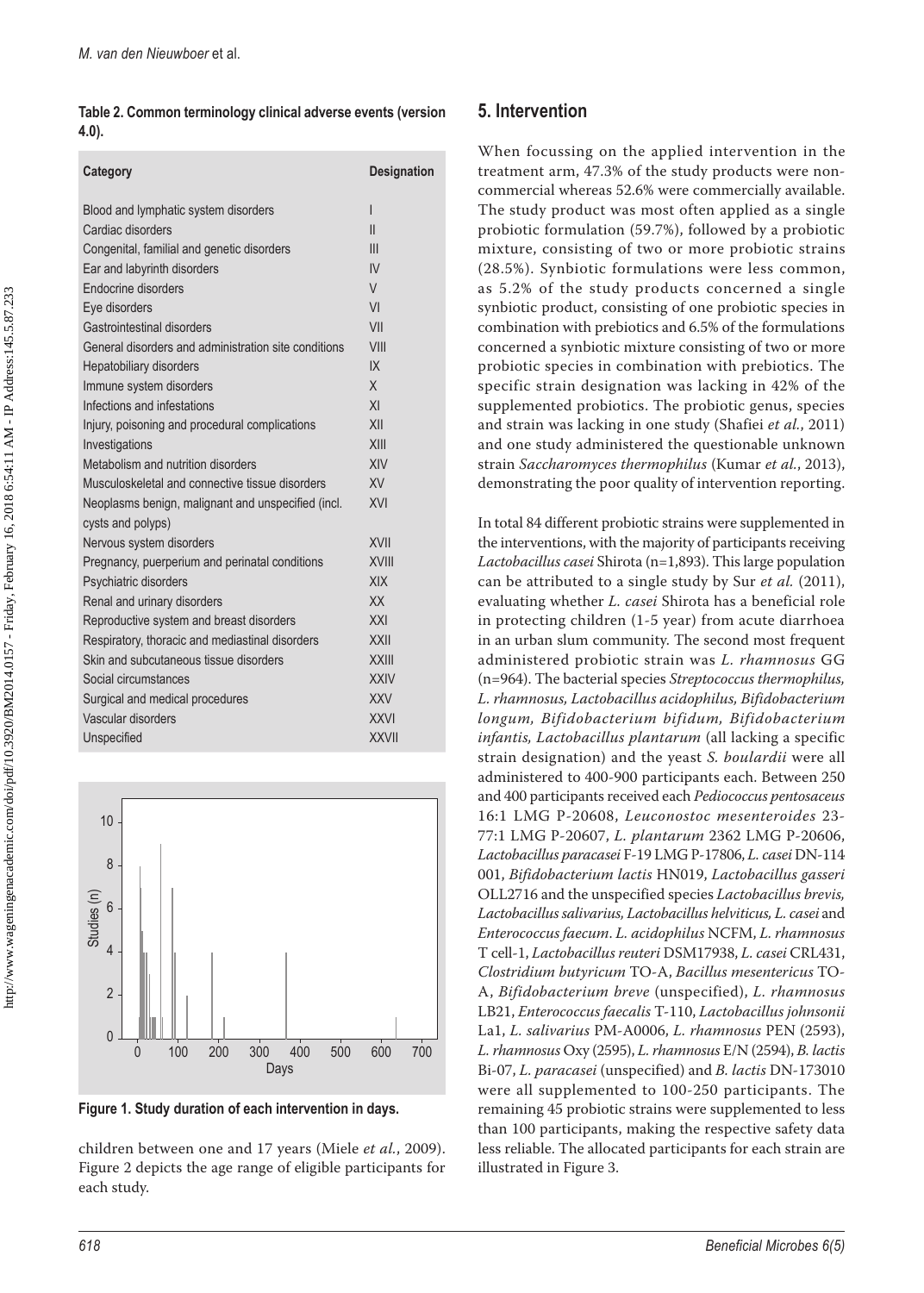**Table 2. Common terminology clinical adverse events (version 4.0).**

| Category | Designation |
|---|---|
| Blood and lymphatic system disorders | I |
| Cardiac disorders | II |
| Congenital, familial and genetic disorders | III |
| Ear and labyrinth disorders | IV |
| Endocrine disorders | V |
| Eye disorders | VI |
| Gastrointestinal disorders | VII |
| General disorders and administration site conditions | VIII |
| Hepatobiliary disorders | IX |
| Immune system disorders | X |
| Infections and infestations | XI |
| Injury, poisoning and procedural complications | XII |
| Investigations | XIII |
| Metabolism and nutrition disorders | XIV |
| Musculoskeletal and connective tissue disorders | XV |
| Neoplasms benign, malignant and unspecified (incl. cysts and polyps) | XVI |
| Nervous system disorders | XVII |
| Pregnancy, puerperium and perinatal conditions | XVIII |
| Psychiatric disorders | XIX |
| Renal and urinary disorders | XX |
| Reproductive system and breast disorders | XXI |
| Respiratory, thoracic and mediastinal disorders | XXII |
| Skin and subcutaneous tissue disorders | XXIII |
| Social circumstances | XXIV |
| Surgical and medical procedures | XXV |
| Vascular disorders | XXVI |
| Unspecified | XXVII |

**Figure 1. Study duration of each intervention in days.**

children between one and 17 years (Miele *et al.*, 2009). Figure 2 depicts the age range of eligible participants for each study.

## 5. Intervention

When focussing on the applied intervention in the treatment arm, 47.3% of the study products were non-commercial whereas 52.6% were commercially available. The study product was most often applied as a single probiotic formulation (59.7%), followed by a probiotic mixture, consisting of two or more probiotic strains (28.5%). Synbiotic formulations were less common, as 5.2% of the study products concerned a single synbiotic product, consisting of one probiotic species in combination with prebiotics and 6.5% of the formulations concerned a synbiotic mixture consisting of two or more probiotic species in combination with prebiotics. The specific strain designation was lacking in 42% of the supplemented probiotics. The probiotic genus, species and strain was lacking in one study (Shafiei *et al.*, 2011) and one study administered the questionable unknown strain *Saccharomyces thermophilus* (Kumar *et al.*, 2013), demonstrating the poor quality of intervention reporting.

In total 84 different probiotic strains were supplemented in the interventions, with the majority of participants receiving *Lactobacillus casei* Shirota (n=1,893). This large population can be attributed to a single study by Sur *et al.* (2011), evaluating whether *L. casei* Shirota has a beneficial role in protecting children (1-5 year) from acute diarrhoea in an urban slum community. The second most frequent administered probiotic strain was *L. rhamnosus* GG (n=964). The bacterial species *Streptococcus thermophilus, L. rhamnosus, Lactobacillus acidophilus, Bifidobacterium longum, Bifidobacterium bifidum, Bifidobacterium infantis, Lactobacillus plantarum* (all lacking a specific strain designation) and the yeast *S. boulardii* were all administered to 400-900 participants each. Between 250 and 400 participants received each *Pediococcus pentosaceus* 16:1 LMG P-20608, *Leuconostoc mesenteroides* 23-77:1 LMG P-20607, *L. plantarum* 2362 LMG P-20606, *Lactobacillus paracasei* F-19 LMG P-17806, *L. casei* DN-114 001, *Bifidobacterium lactis* HN019, *Lactobacillus gasseri* OLL2716 and the unspecified species *Lactobacillus brevis, Lactobacillus salivarius, Lactobacillus helviticus, L. casei* and *Enterococcus faecum*. *L. acidophilus* NCFM, *L. rhamnosus* T cell-1, *Lactobacillus reuteri* DSM17938, *L. casei* CRL431, *Clostridium butyricum* TO-A, *Bacillus mesentericus* TO-A, *Bifidobacterium breve* (unspecified), *L. rhamnosus* LB21, *Enterococcus faecalis* T-110, *Lactobacillus johnsonii* La1, *L. salivarius* PM-A0006, *L. rhamnosus* PEN (2593), *L. rhamnosus* Oxy (2595), *L. rhamnosus* E/N (2594), *B. lactis* Bi-07, *L. paracasei* (unspecified) and *B. lactis* DN-173010 were all supplemented to 100-250 participants. The remaining 45 probiotic strains were supplemented to less than 100 participants, making the respective safety data less reliable. The allocated participants for each strain are illustrated in Figure 3.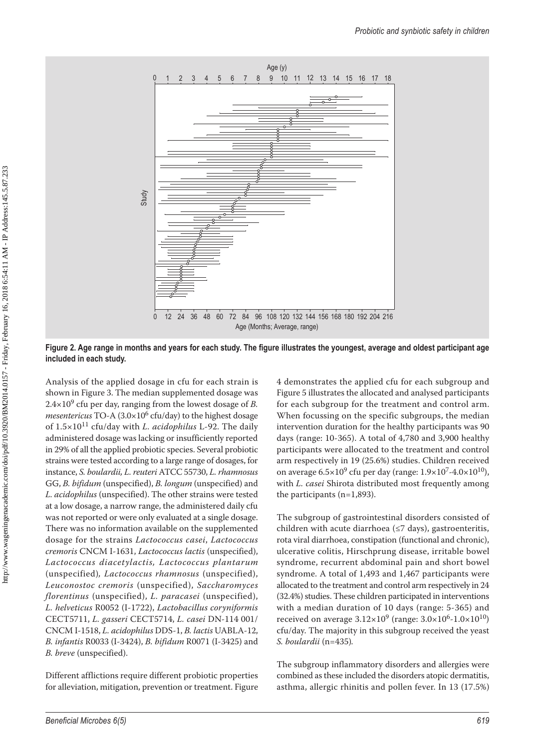**Figure 2. Age range in months and years for each study. The figure illustrates the youngest, average and oldest participant age included in each study.**

Analysis of the applied dosage in cfu for each strain is shown in Figure 3. The median supplemented dosage was $2.4\times10^9$ cfu per day, ranging from the lowest dosage of *B. mesentericus* TO-A ($3.0\times10^6$ cfu/day) to the highest dosage of $1.5\times10^{11}$ cfu/day with *L. acidophilus* L-92. The daily administered dosage was lacking or insufficiently reported in 29% of all the applied probiotic species. Several probiotic strains were tested according to a large range of dosages, for instance, *S. boulardii, L. reuteri* ATCC 55730, *L. rhamnosus* GG, *B. bifidum* (unspecified), *B. longum* (unspecified) and *L. acidophilus* (unspecified). The other strains were tested at a low dosage, a narrow range, the administered daily cfu was not reported or were only evaluated at a single dosage. There was no information available on the supplemented dosage for the strains *Lactococcus casei*, *Lactococcus cremoris* CNCM I-1631, *Lactococcus lactis* (unspecified), *Lactococcus diacetylactis, Lactococcus plantarum* (unspecified), *Lactococcus rhamnosus* (unspecified), *Leuconostoc cremoris* (unspecified), *Saccharomyces florentinus* (unspecified), *L. paracasei* (unspecified), *L. helveticus* R0052 (I-1722), *Lactobacillus coryniformis* CECT5711, *L. gasseri* CECT5714, *L. casei* DN-114 001/ CNCM I-1518, *L. acidophilus* DDS-1, *B. lactis* UABLA-12, *B. infantis* R0033 (I-3424), *B. bifidum* R0071 (I-3425) and *B. breve* (unspecified).

Different afflictions require different probiotic properties for alleviation, mitigation, prevention or treatment. Figure 4 demonstrates the applied cfu for each subgroup and Figure 5 illustrates the allocated and analysed participants for each subgroup for the treatment and control arm. When focussing on the specific subgroups, the median intervention duration for the healthy participants was 90 days (range: 10-365). A total of 4,780 and 3,900 healthy participants were allocated to the treatment and control arm respectively in 19 (25.6%) studies. Children received on average $6.5\times10^9$ cfu per day (range: $1.9\times10^7$-$4.0\times10^{10}$), with *L. casei* Shirota distributed most frequently among the participants (n=1,893).

The subgroup of gastrointestinal disorders consisted of children with acute diarrhoea (≤7 days), gastroenteritis, rota viral diarrhoea, constipation (functional and chronic), ulcerative colitis, Hirschprung disease, irritable bowel syndrome, recurrent abdominal pain and short bowel syndrome. A total of 1,493 and 1,467 participants were allocated to the treatment and control arm respectively in 24 (32.4%) studies. These children participated in interventions with a median duration of 10 days (range: 5-365) and received on average $3.12\times10^9$ (range: $3.0\times10^6$-$1.0\times10^{10}$) cfu/day. The majority in this subgroup received the yeast *S. boulardii* (n=435).

The subgroup inflammatory disorders and allergies were combined as these included the disorders atopic dermatitis, asthma, allergic rhinitis and pollen fever. In 13 (17.5%)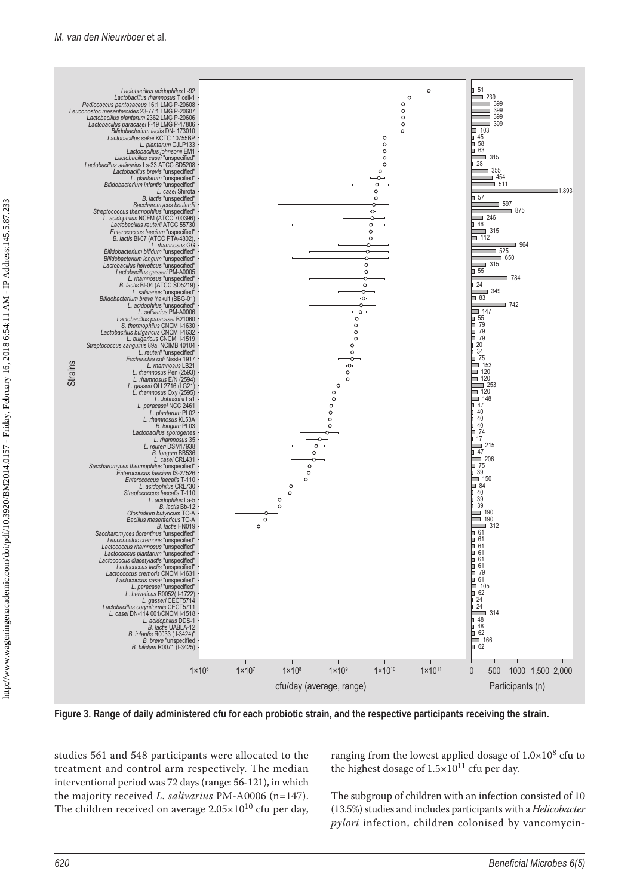Figure 3. Range of daily administered cfu for each probiotic strain, and the respective participants receiving the strain.

studies 561 and 548 participants were allocated to the treatment and control arm respectively. The median interventional period was 72 days (range: 56-121), in which the majority received *L. salivarius* PM-A0006 (n=147). The children received on average $2.05\times10^{10}$ cfu per day, ranging from the lowest applied dosage of $1.0\times10^{8}$ cfu to the highest dosage of $1.5\times10^{11}$ cfu per day.

The subgroup of children with an infection consisted of 10 (13.5%) studies and includes participants with a *Helicobacter pylori* infection, children colonised by vancomycin-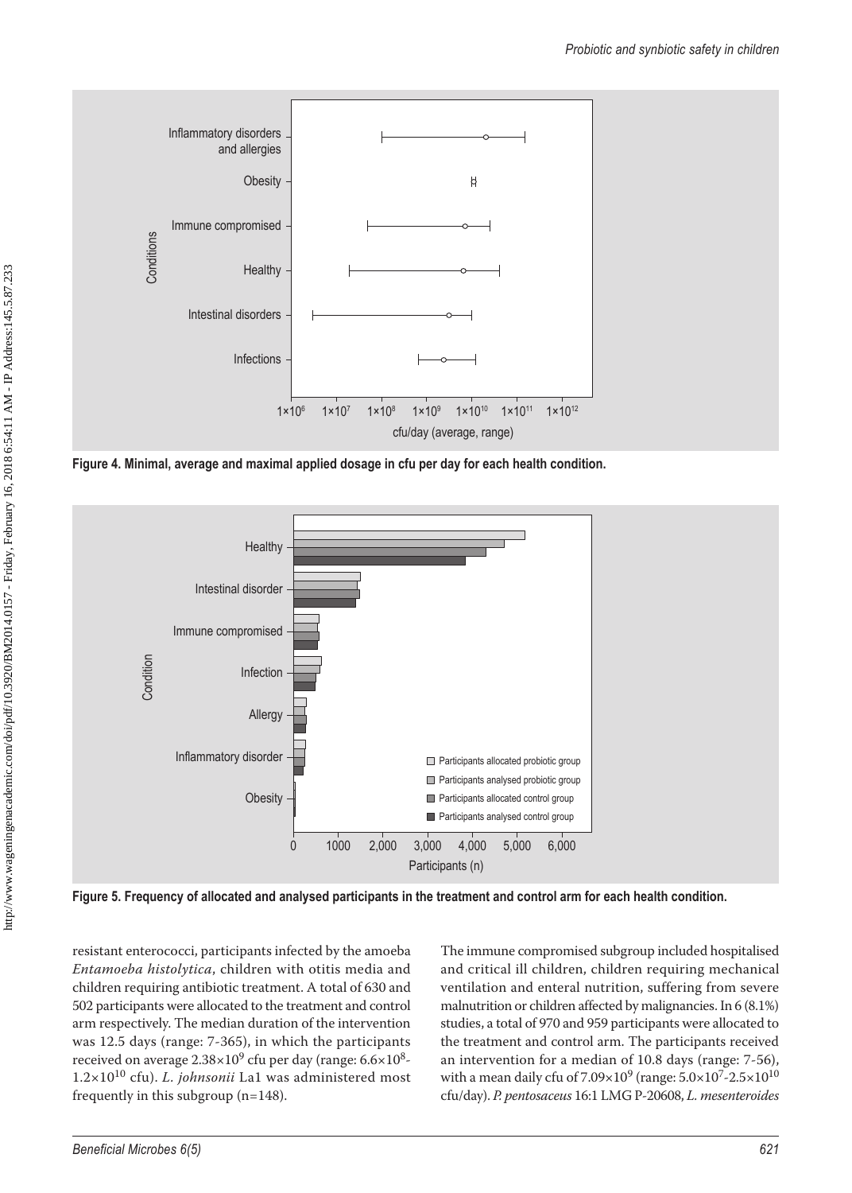Figure 4. Minimal, average and maximal applied dosage in cfu per day for each health condition.

Figure 5. Frequency of allocated and analysed participants in the treatment and control arm for each health condition.

resistant enterococci, participants infected by the amoeba *Entamoeba histolytica*, children with otitis media and children requiring antibiotic treatment. A total of 630 and 502 participants were allocated to the treatment and control arm respectively. The median duration of the intervention was 12.5 days (range: 7-365), in which the participants received on average $2.38\times10^9$ cfu per day (range: $6.6\times10^8$-$1.2\times10^{10}$ cfu). *L. johnsonii* La1 was administered most frequently in this subgroup (n=148).

The immune compromised subgroup included hospitalised and critical ill children, children requiring mechanical ventilation and enteral nutrition, suffering from severe malnutrition or children affected by malignancies. In 6 (8.1%) studies, a total of 970 and 959 participants were allocated to the treatment and control arm. The participants received an intervention for a median of 10.8 days (range: 7-56), with a mean daily cfu of $7.09\times10^9$ (range: $5.0\times10^7$-$2.5\times10^{10}$ cfu/day). *P. pentosaceus* 16:1 LMG P-20608, *L. mesenteroides*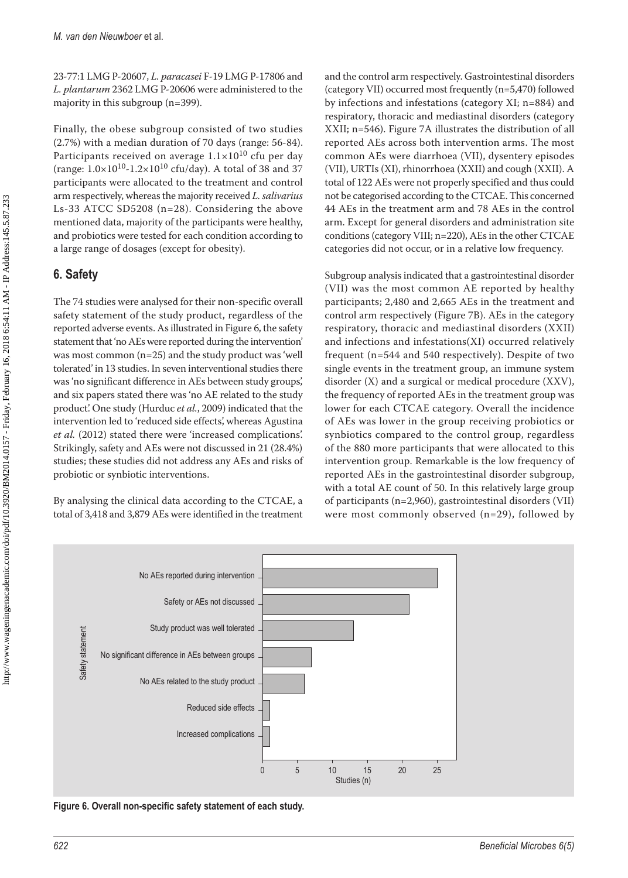23-77:1 LMG P-20607, *L. paracasei* F-19 LMG P-17806 and *L. plantarum* 2362 LMG P-20606 were administered to the majority in this subgroup (n=399).

Finally, the obese subgroup consisted of two studies (2.7%) with a median duration of 70 days (range: 56-84). Participants received on average $1.1\times10^{10}$ cfu per day (range: $1.0\times10^{10}$-$1.2\times10^{10}$ cfu/day). A total of 38 and 37 participants were allocated to the treatment and control arm respectively, whereas the majority received *L. salivarius* Ls-33 ATCC SD5208 (n=28). Considering the above mentioned data, majority of the participants were healthy, and probiotics were tested for each condition according to a large range of dosages (except for obesity).

## 6. Safety

The 74 studies were analysed for their non-specific overall safety statement of the study product, regardless of the reported adverse events. As illustrated in Figure 6, the safety statement that 'no AEs were reported during the intervention' was most common (n=25) and the study product was 'well tolerated' in 13 studies. In seven interventional studies there was 'no significant difference in AEs between study groups', and six papers stated there was 'no AE related to the study product'. One study (Hurduc *et al.*, 2009) indicated that the intervention led to 'reduced side effects', whereas Agustina *et al.* (2012) stated there were 'increased complications'. Strikingly, safety and AEs were not discussed in 21 (28.4%) studies; these studies did not address any AEs and risks of probiotic or synbiotic interventions.

By analysing the clinical data according to the CTCAE, a total of 3,418 and 3,879 AEs were identified in the treatment and the control arm respectively. Gastrointestinal disorders (category VII) occurred most frequently (n=5,470) followed by infections and infestations (category XI; n=884) and respiratory, thoracic and mediastinal disorders (category XXII; n=546). Figure 7A illustrates the distribution of all reported AEs across both intervention arms. The most common AEs were diarrhoea (VII), dysentery episodes (VII), URTIs (XI), rhinorrhoea (XXII) and cough (XXII). A total of 122 AEs were not properly specified and thus could not be categorised according to the CTCAE. This concerned 44 AEs in the treatment arm and 78 AEs in the control arm. Except for general disorders and administration site conditions (category VIII; n=220), AEs in the other CTCAE categories did not occur, or in a relative low frequency.

Subgroup analysis indicated that a gastrointestinal disorder (VII) was the most common AE reported by healthy participants; 2,480 and 2,665 AEs in the treatment and control arm respectively (Figure 7B). AEs in the category respiratory, thoracic and mediastinal disorders (XXII) and infections and infestations(XI) occurred relatively frequent (n=544 and 540 respectively). Despite of two single events in the treatment group, an immune system disorder (X) and a surgical or medical procedure (XXV), the frequency of reported AEs in the treatment group was lower for each CTCAE category. Overall the incidence of AEs was lower in the group receiving probiotics or synbiotics compared to the control group, regardless of the 880 more participants that were allocated to this intervention group. Remarkable is the low frequency of reported AEs in the gastrointestinal disorder subgroup, with a total AE count of 50. In this relatively large group of participants (n=2,960), gastrointestinal disorders (VII) were most commonly observed (n=29), followed by

| Safety statement | Studies (n) |
|---|---|
| No AEs reported during intervention | 25 |
| Safety or AEs not discussed | 21 |
| Study product was well tolerated | 13 |
| No significant difference in AEs between groups | 7 |
| No AEs related to the study product | 6 |
| Reduced side effects | 1 |
| Increased complications | 1 |

**Figure 6. Overall non-specific safety statement of each study.**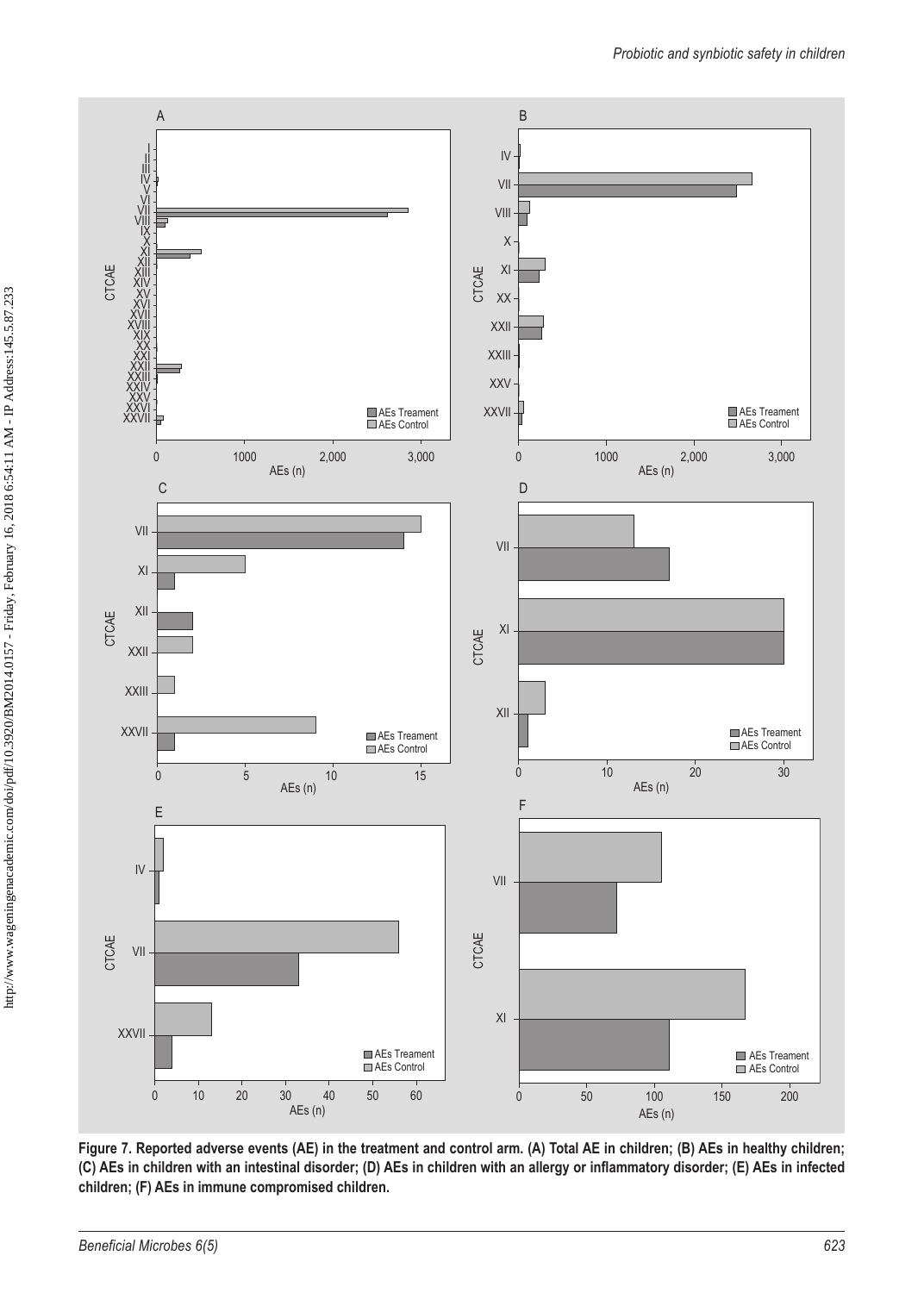**Figure 7. Reported adverse events (AE) in the treatment and control arm. (A) Total AE in children; (B) AEs in healthy children; (C) AEs in children with an intestinal disorder; (D) AEs in children with an allergy or inflammatory disorder; (E) AEs in infected children; (F) AEs in immune compromised children.**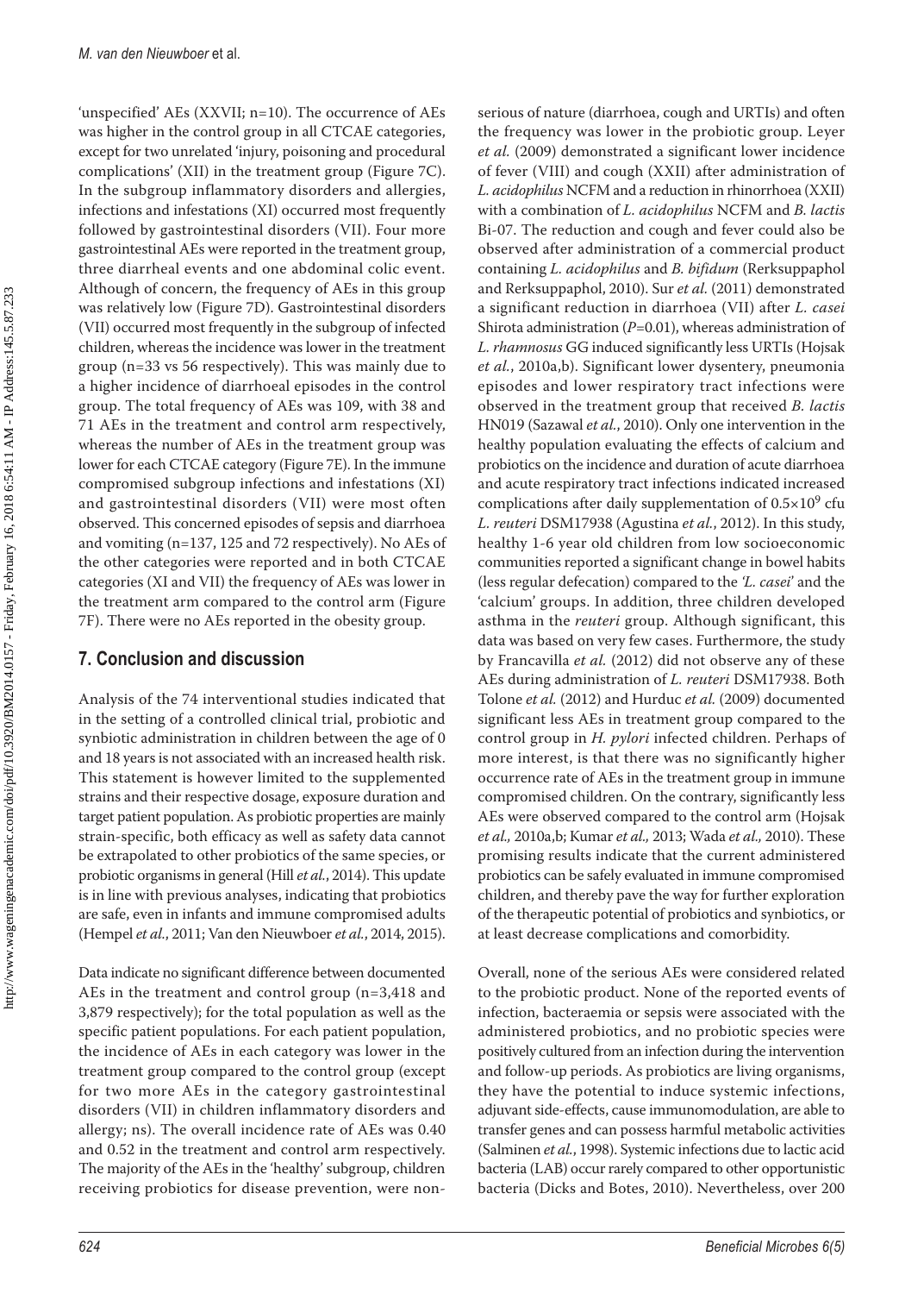'unspecified' AEs (XXVII; n=10). The occurrence of AEs was higher in the control group in all CTCAE categories, except for two unrelated 'injury, poisoning and procedural complications' (XII) in the treatment group (Figure 7C). In the subgroup inflammatory disorders and allergies, infections and infestations (XI) occurred most frequently followed by gastrointestinal disorders (VII). Four more gastrointestinal AEs were reported in the treatment group, three diarrheal events and one abdominal colic event. Although of concern, the frequency of AEs in this group was relatively low (Figure 7D). Gastrointestinal disorders (VII) occurred most frequently in the subgroup of infected children, whereas the incidence was lower in the treatment group (n=33 vs 56 respectively). This was mainly due to a higher incidence of diarrhoeal episodes in the control group. The total frequency of AEs was 109, with 38 and 71 AEs in the treatment and control arm respectively, whereas the number of AEs in the treatment group was lower for each CTCAE category (Figure 7E). In the immune compromised subgroup infections and infestations (XI) and gastrointestinal disorders (VII) were most often observed. This concerned episodes of sepsis and diarrhoea and vomiting (n=137, 125 and 72 respectively). No AEs of the other categories were reported and in both CTCAE categories (XI and VII) the frequency of AEs was lower in the treatment arm compared to the control arm (Figure 7F). There were no AEs reported in the obesity group.

## 7. Conclusion and discussion

Analysis of the 74 interventional studies indicated that in the setting of a controlled clinical trial, probiotic and synbiotic administration in children between the age of 0 and 18 years is not associated with an increased health risk. This statement is however limited to the supplemented strains and their respective dosage, exposure duration and target patient population. As probiotic properties are mainly strain-specific, both efficacy as well as safety data cannot be extrapolated to other probiotics of the same species, or probiotic organisms in general (Hill *et al.*, 2014). This update is in line with previous analyses, indicating that probiotics are safe, even in infants and immune compromised adults (Hempel *et al.*, 2011; Van den Nieuwboer *et al.*, 2014, 2015).

Data indicate no significant difference between documented AEs in the treatment and control group (n=3,418 and 3,879 respectively); for the total population as well as the specific patient populations. For each patient population, the incidence of AEs in each category was lower in the treatment group compared to the control group (except for two more AEs in the category gastrointestinal disorders (VII) in children inflammatory disorders and allergy; ns). The overall incidence rate of AEs was 0.40 and 0.52 in the treatment and control arm respectively. The majority of the AEs in the 'healthy' subgroup, children receiving probiotics for disease prevention, were non-serious of nature (diarrhoea, cough and URTIs) and often the frequency was lower in the probiotic group. Leyer *et al.* (2009) demonstrated a significant lower incidence of fever (VIII) and cough (XXII) after administration of *L. acidophilus* NCFM and a reduction in rhinorrhoea (XXII) with a combination of *L. acidophilus* NCFM and *B. lactis* Bi-07. The reduction and cough and fever could also be observed after administration of a commercial product containing *L. acidophilus* and *B. bifidum* (Rerksuppaphol and Rerksuppaphol, 2010). Sur *et al.* (2011) demonstrated a significant reduction in diarrhoea (VII) after *L. casei* Shirota administration ($P$=0.01), whereas administration of *L. rhamnosus* GG induced significantly less URTIs (Hojsak *et al.*, 2010a,b). Significant lower dysentery, pneumonia episodes and lower respiratory tract infections were observed in the treatment group that received *B. lactis* HN019 (Sazawal *et al.*, 2010). Only one intervention in the healthy population evaluating the effects of calcium and probiotics on the incidence and duration of acute diarrhoea and acute respiratory tract infections indicated increased complications after daily supplementation of $0.5 \times 10^9$ cfu *L. reuteri* DSM17938 (Agustina *et al.*, 2012). In this study, healthy 1-6 year old children from low socioeconomic communities reported a significant change in bowel habits (less regular defecation) compared to the *'L. casei'* and the 'calcium' groups. In addition, three children developed asthma in the *reuteri* group. Although significant, this data was based on very few cases. Furthermore, the study by Francavilla *et al.* (2012) did not observe any of these AEs during administration of *L. reuteri* DSM17938. Both Tolone *et al.* (2012) and Hurduc *et al.* (2009) documented significant less AEs in treatment group compared to the control group in *H. pylori* infected children. Perhaps of more interest, is that there was no significantly higher occurrence rate of AEs in the treatment group in immune compromised children. On the contrary, significantly less AEs were observed compared to the control arm (Hojsak *et al.,* 2010a,b; Kumar *et al.,* 2013; Wada *et al.,* 2010). These promising results indicate that the current administered probiotics can be safely evaluated in immune compromised children, and thereby pave the way for further exploration of the therapeutic potential of probiotics and synbiotics, or at least decrease complications and comorbidity.

Overall, none of the serious AEs were considered related to the probiotic product. None of the reported events of infection, bacteraemia or sepsis were associated with the administered probiotics, and no probiotic species were positively cultured from an infection during the intervention and follow-up periods. As probiotics are living organisms, they have the potential to induce systemic infections, adjuvant side-effects, cause immunomodulation, are able to transfer genes and can possess harmful metabolic activities (Salminen *et al.*, 1998). Systemic infections due to lactic acid bacteria (LAB) occur rarely compared to other opportunistic bacteria (Dicks and Botes, 2010). Nevertheless, over 200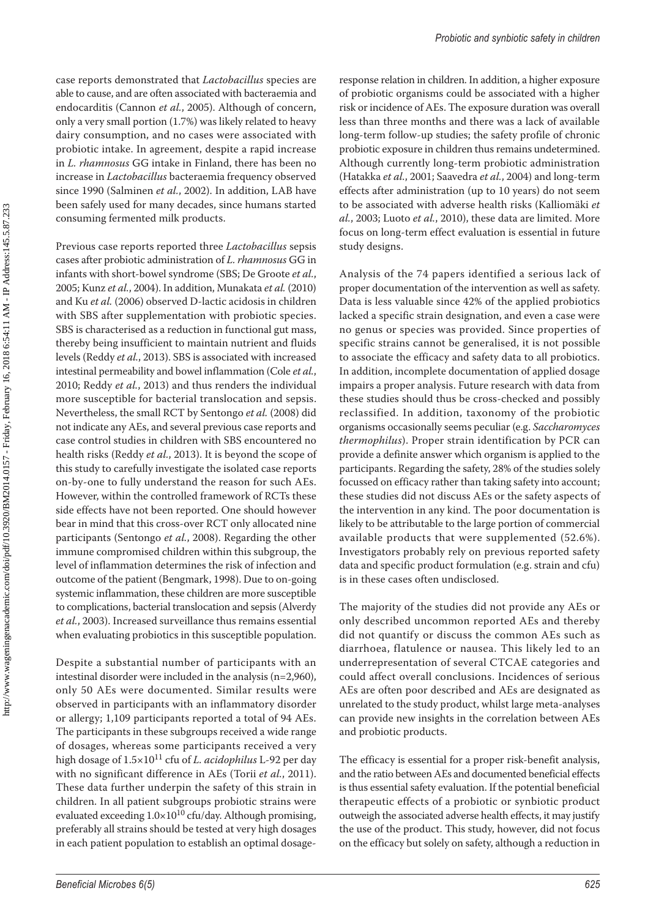case reports demonstrated that *Lactobacillus* species are able to cause, and are often associated with bacteraemia and endocarditis (Cannon *et al.*, 2005). Although of concern, only a very small portion (1.7%) was likely related to heavy dairy consumption, and no cases were associated with probiotic intake. In agreement, despite a rapid increase in *L. rhamnosus* GG intake in Finland, there has been no increase in *Lactobacillus* bacteraemia frequency observed since 1990 (Salminen *et al.*, 2002). In addition, LAB have been safely used for many decades, since humans started consuming fermented milk products.

Previous case reports reported three *Lactobacillus* sepsis cases after probiotic administration of *L. rhamnosus* GG in infants with short-bowel syndrome (SBS; De Groote *et al.*, 2005; Kunz *et al.*, 2004). In addition, Munakata *et al.* (2010) and Ku *et al.* (2006) observed D-lactic acidosis in children with SBS after supplementation with probiotic species. SBS is characterised as a reduction in functional gut mass, thereby being insufficient to maintain nutrient and fluids levels (Reddy *et al.*, 2013). SBS is associated with increased intestinal permeability and bowel inflammation (Cole *et al.*, 2010; Reddy *et al.*, 2013) and thus renders the individual more susceptible for bacterial translocation and sepsis. Nevertheless, the small RCT by Sentongo *et al.* (2008) did not indicate any AEs, and several previous case reports and case control studies in children with SBS encountered no health risks (Reddy *et al.*, 2013). It is beyond the scope of this study to carefully investigate the isolated case reports on-by-one to fully understand the reason for such AEs. However, within the controlled framework of RCTs these side effects have not been reported. One should however bear in mind that this cross-over RCT only allocated nine participants (Sentongo *et al.*, 2008). Regarding the other immune compromised children within this subgroup, the level of inflammation determines the risk of infection and outcome of the patient (Bengmark, 1998). Due to on-going systemic inflammation, these children are more susceptible to complications, bacterial translocation and sepsis (Alverdy *et al.*, 2003). Increased surveillance thus remains essential when evaluating probiotics in this susceptible population.

Despite a substantial number of participants with an intestinal disorder were included in the analysis (n=2,960), only 50 AEs were documented. Similar results were observed in participants with an inflammatory disorder or allergy; 1,109 participants reported a total of 94 AEs. The participants in these subgroups received a wide range of dosages, whereas some participants received a very high dosage of $1.5\times10^{11}$ cfu of *L. acidophilus* L-92 per day with no significant difference in AEs (Torii *et al.*, 2011). These data further underpin the safety of this strain in children. In all patient subgroups probiotic strains were evaluated exceeding $1.0\times10^{10}$ cfu/day. Although promising, preferably all strains should be tested at very high dosages in each patient population to establish an optimal dosage-response relation in children. In addition, a higher exposure of probiotic organisms could be associated with a higher risk or incidence of AEs. The exposure duration was overall less than three months and there was a lack of available long-term follow-up studies; the safety profile of chronic probiotic exposure in children thus remains undetermined. Although currently long-term probiotic administration (Hatakka *et al.*, 2001; Saavedra *et al.*, 2004) and long-term effects after administration (up to 10 years) do not seem to be associated with adverse health risks (Kalliomäki *et al.*, 2003; Luoto *et al.*, 2010), these data are limited. More focus on long-term effect evaluation is essential in future study designs.

Analysis of the 74 papers identified a serious lack of proper documentation of the intervention as well as safety. Data is less valuable since 42% of the applied probiotics lacked a specific strain designation, and even a case were no genus or species was provided. Since properties of specific strains cannot be generalised, it is not possible to associate the efficacy and safety data to all probiotics. In addition, incomplete documentation of applied dosage impairs a proper analysis. Future research with data from these studies should thus be cross-checked and possibly reclassified. In addition, taxonomy of the probiotic organisms occasionally seems peculiar (e.g. *Saccharomyces thermophilus*). Proper strain identification by PCR can provide a definite answer which organism is applied to the participants. Regarding the safety, 28% of the studies solely focussed on efficacy rather than taking safety into account; these studies did not discuss AEs or the safety aspects of the intervention in any kind. The poor documentation is likely to be attributable to the large portion of commercial available products that were supplemented (52.6%). Investigators probably rely on previous reported safety data and specific product formulation (e.g. strain and cfu) is in these cases often undisclosed.

The majority of the studies did not provide any AEs or only described uncommon reported AEs and thereby did not quantify or discuss the common AEs such as diarrhoea, flatulence or nausea. This likely led to an underrepresentation of several CTCAE categories and could affect overall conclusions. Incidences of serious AEs are often poor described and AEs are designated as unrelated to the study product, whilst large meta-analyses can provide new insights in the correlation between AEs and probiotic products.

The efficacy is essential for a proper risk-benefit analysis, and the ratio between AEs and documented beneficial effects is thus essential safety evaluation. If the potential beneficial therapeutic effects of a probiotic or synbiotic product outweigh the associated adverse health effects, it may justify the use of the product. This study, however, did not focus on the efficacy but solely on safety, although a reduction in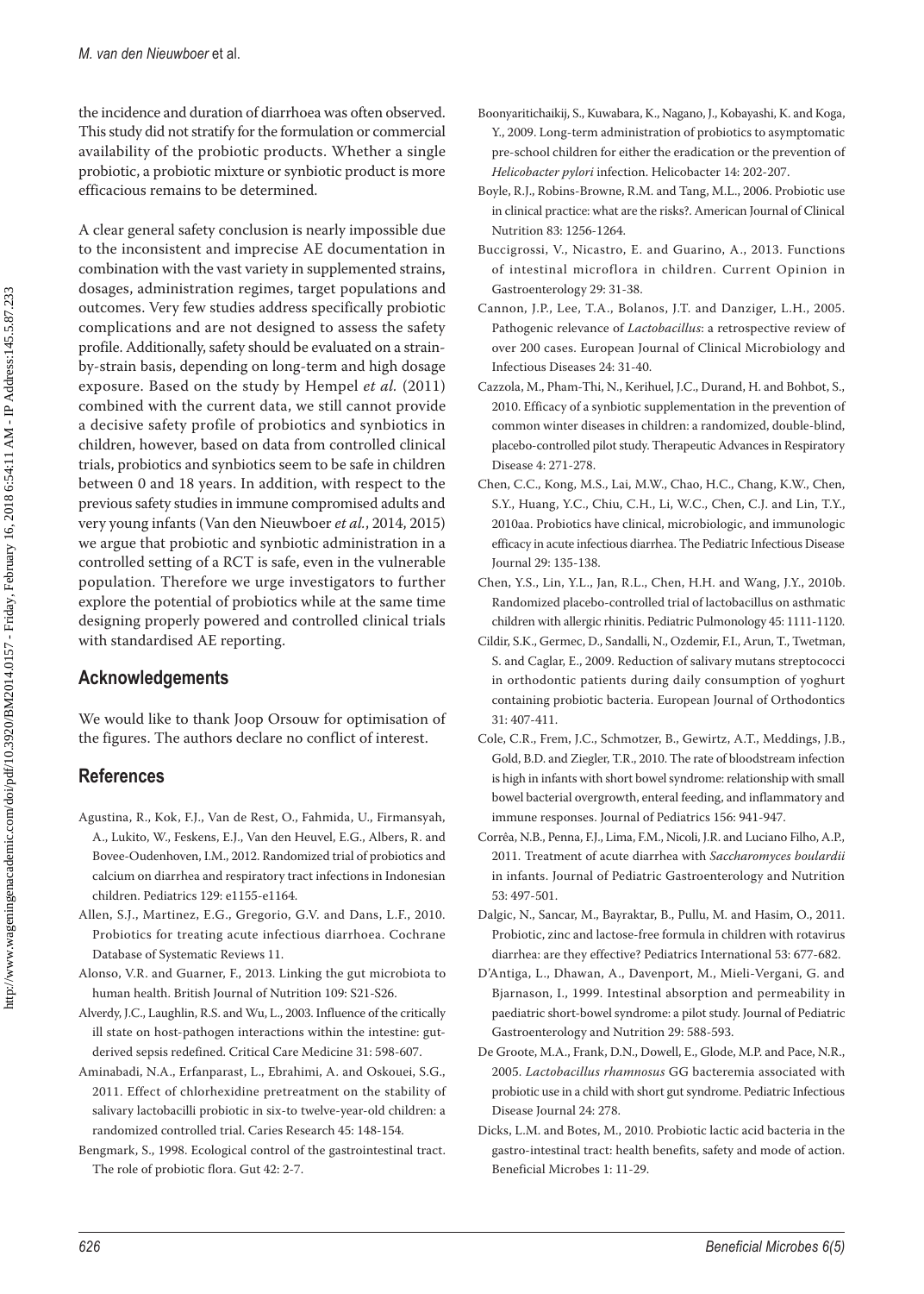the incidence and duration of diarrhoea was often observed. This study did not stratify for the formulation or commercial availability of the probiotic products. Whether a single probiotic, a probiotic mixture or synbiotic product is more efficacious remains to be determined.

A clear general safety conclusion is nearly impossible due to the inconsistent and imprecise AE documentation in combination with the vast variety in supplemented strains, dosages, administration regimes, target populations and outcomes. Very few studies address specifically probiotic complications and are not designed to assess the safety profile. Additionally, safety should be evaluated on a strain-by-strain basis, depending on long-term and high dosage exposure. Based on the study by Hempel *et al.* (2011) combined with the current data, we still cannot provide a decisive safety profile of probiotics and synbiotics in children, however, based on data from controlled clinical trials, probiotics and synbiotics seem to be safe in children between 0 and 18 years. In addition, with respect to the previous safety studies in immune compromised adults and very young infants (Van den Nieuwboer *et al.*, 2014, 2015) we argue that probiotic and synbiotic administration in a controlled setting of a RCT is safe, even in the vulnerable population. Therefore we urge investigators to further explore the potential of probiotics while at the same time designing properly powered and controlled clinical trials with standardised AE reporting.

## Acknowledgements

We would like to thank Joop Orsouw for optimisation of the figures. The authors declare no conflict of interest.

## References

Agustina, R., Kok, F.J., Van de Rest, O., Fahmida, U., Firmansyah, A., Lukito, W., Feskens, E.J., Van den Heuvel, E.G., Albers, R. and Bovee-Oudenhoven, I.M., 2012. Randomized trial of probiotics and calcium on diarrhea and respiratory tract infections in Indonesian children. Pediatrics 129: e1155-e1164.

Allen, S.J., Martinez, E.G., Gregorio, G.V. and Dans, L.F., 2010. Probiotics for treating acute infectious diarrhoea. Cochrane Database of Systematic Reviews 11.

Alonso, V.R. and Guarner, F., 2013. Linking the gut microbiota to human health. British Journal of Nutrition 109: S21-S26.

Alverdy, J.C., Laughlin, R.S. and Wu, L., 2003. Influence of the critically ill state on host-pathogen interactions within the intestine: gut-derived sepsis redefined. Critical Care Medicine 31: 598-607.

Aminabadi, N.A., Erfanparast, L., Ebrahimi, A. and Oskouei, S.G., 2011. Effect of chlorhexidine pretreatment on the stability of salivary lactobacilli probiotic in six-to twelve-year-old children: a randomized controlled trial. Caries Research 45: 148-154.

Bengmark, S., 1998. Ecological control of the gastrointestinal tract. The role of probiotic flora. Gut 42: 2-7.

Boonyaritichaikij, S., Kuwabara, K., Nagano, J., Kobayashi, K. and Koga, Y., 2009. Long-term administration of probiotics to asymptomatic pre-school children for either the eradication or the prevention of *Helicobacter pylori* infection. Helicobacter 14: 202-207.

Boyle, R.J., Robins-Browne, R.M. and Tang, M.L., 2006. Probiotic use in clinical practice: what are the risks?. American Journal of Clinical Nutrition 83: 1256-1264.

Buccigrossi, V., Nicastro, E. and Guarino, A., 2013. Functions of intestinal microflora in children. Current Opinion in Gastroenterology 29: 31-38.

Cannon, J.P., Lee, T.A., Bolanos, J.T. and Danziger, L.H., 2005. Pathogenic relevance of *Lactobacillus*: a retrospective review of over 200 cases. European Journal of Clinical Microbiology and Infectious Diseases 24: 31-40.

Cazzola, M., Pham-Thi, N., Kerihuel, J.C., Durand, H. and Bohbot, S., 2010. Efficacy of a synbiotic supplementation in the prevention of common winter diseases in children: a randomized, double-blind, placebo-controlled pilot study. Therapeutic Advances in Respiratory Disease 4: 271-278.

Chen, C.C., Kong, M.S., Lai, M.W., Chao, H.C., Chang, K.W., Chen, S.Y., Huang, Y.C., Chiu, C.H., Li, W.C., Chen, C.J. and Lin, T.Y., 2010aa. Probiotics have clinical, microbiologic, and immunologic efficacy in acute infectious diarrhea. The Pediatric Infectious Disease Journal 29: 135-138.

Chen, Y.S., Lin, Y.L., Jan, R.L., Chen, H.H. and Wang, J.Y., 2010b. Randomized placebo-controlled trial of lactobacillus on asthmatic children with allergic rhinitis. Pediatric Pulmonology 45: 1111-1120.

Cildir, S.K., Germec, D., Sandalli, N., Ozdemir, F.I., Arun, T., Twetman, S. and Caglar, E., 2009. Reduction of salivary mutans streptococci in orthodontic patients during daily consumption of yoghurt containing probiotic bacteria. European Journal of Orthodontics 31: 407-411.

Cole, C.R., Frem, J.C., Schmotzer, B., Gewirtz, A.T., Meddings, J.B., Gold, B.D. and Ziegler, T.R., 2010. The rate of bloodstream infection is high in infants with short bowel syndrome: relationship with small bowel bacterial overgrowth, enteral feeding, and inflammatory and immune responses. Journal of Pediatrics 156: 941-947.

Corrêa, N.B., Penna, F.J., Lima, F.M., Nicoli, J.R. and Luciano Filho, A.P., 2011. Treatment of acute diarrhea with *Saccharomyces boulardii* in infants. Journal of Pediatric Gastroenterology and Nutrition 53: 497-501.

Dalgic, N., Sancar, M., Bayraktar, B., Pullu, M. and Hasim, O., 2011. Probiotic, zinc and lactose-free formula in children with rotavirus diarrhea: are they effective? Pediatrics International 53: 677-682.

D'Antiga, L., Dhawan, A., Davenport, M., Mieli-Vergani, G. and Bjarnason, I., 1999. Intestinal absorption and permeability in paediatric short-bowel syndrome: a pilot study. Journal of Pediatric Gastroenterology and Nutrition 29: 588-593.

De Groote, M.A., Frank, D.N., Dowell, E., Glode, M.P. and Pace, N.R., 2005. *Lactobacillus rhamnosus* GG bacteremia associated with probiotic use in a child with short gut syndrome. Pediatric Infectious Disease Journal 24: 278.

Dicks, L.M. and Botes, M., 2010. Probiotic lactic acid bacteria in the gastro-intestinal tract: health benefits, safety and mode of action. Beneficial Microbes 1: 11-29.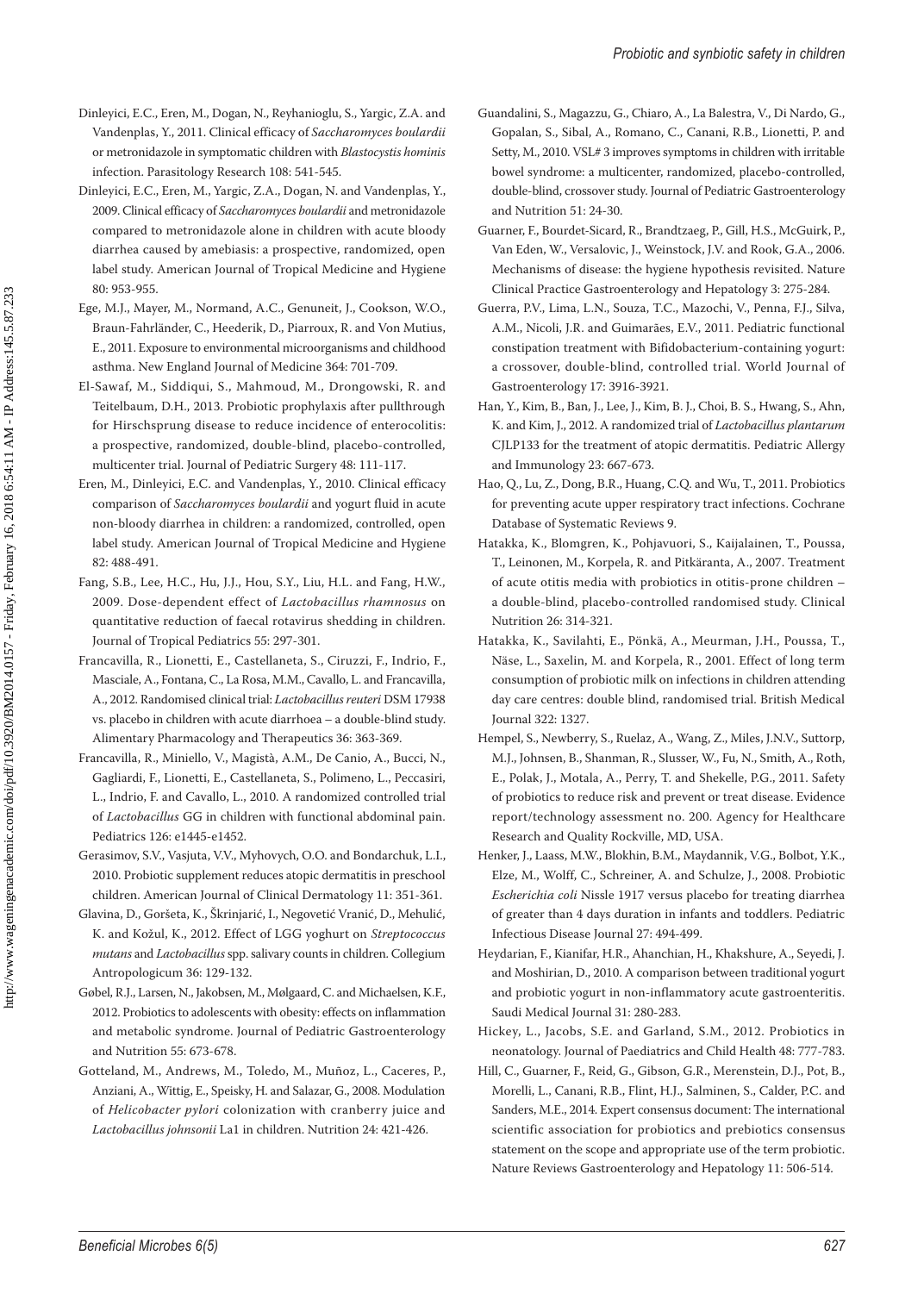Dinleyici, E.C., Eren, M., Dogan, N., Reyhanioglu, S., Yargic, Z.A. and Vandenplas, Y., 2011. Clinical efficacy of *Saccharomyces boulardii* or metronidazole in symptomatic children with *Blastocystis hominis* infection. Parasitology Research 108: 541-545.

Dinleyici, E.C., Eren, M., Yargic, Z.A., Dogan, N. and Vandenplas, Y., 2009. Clinical efficacy of *Saccharomyces boulardii* and metronidazole compared to metronidazole alone in children with acute bloody diarrhea caused by amebiasis: a prospective, randomized, open label study. American Journal of Tropical Medicine and Hygiene 80: 953-955.

Ege, M.J., Mayer, M., Normand, A.C., Genuneit, J., Cookson, W.O., Braun-Fahrländer, C., Heederik, D., Piarroux, R. and Von Mutius, E., 2011. Exposure to environmental microorganisms and childhood asthma. New England Journal of Medicine 364: 701-709.

El-Sawaf, M., Siddiqui, S., Mahmoud, M., Drongowski, R. and Teitelbaum, D.H., 2013. Probiotic prophylaxis after pullthrough for Hirschsprung disease to reduce incidence of enterocolitis: a prospective, randomized, double-blind, placebo-controlled, multicenter trial. Journal of Pediatric Surgery 48: 111-117.

Eren, M., Dinleyici, E.C. and Vandenplas, Y., 2010. Clinical efficacy comparison of *Saccharomyces boulardii* and yogurt fluid in acute non-bloody diarrhea in children: a randomized, controlled, open label study. American Journal of Tropical Medicine and Hygiene 82: 488-491.

Fang, S.B., Lee, H.C., Hu, J.J., Hou, S.Y., Liu, H.L. and Fang, H.W., 2009. Dose-dependent effect of *Lactobacillus rhamnosus* on quantitative reduction of faecal rotavirus shedding in children. Journal of Tropical Pediatrics 55: 297-301.

Francavilla, R., Lionetti, E., Castellaneta, S., Ciruzzi, F., Indrio, F., Masciale, A., Fontana, C., La Rosa, M.M., Cavallo, L. and Francavilla, A., 2012. Randomised clinical trial: *Lactobacillus reuteri* DSM 17938 vs. placebo in children with acute diarrhoea – a double-blind study. Alimentary Pharmacology and Therapeutics 36: 363-369.

Francavilla, R., Miniello, V., Magistà, A.M., De Canio, A., Bucci, N., Gagliardi, F., Lionetti, E., Castellaneta, S., Polimeno, L., Peccasiri, L., Indrio, F. and Cavallo, L., 2010. A randomized controlled trial of *Lactobacillus* GG in children with functional abdominal pain. Pediatrics 126: e1445-e1452.

Gerasimov, S.V., Vasjuta, V.V., Myhovych, O.O. and Bondarchuk, L.I., 2010. Probiotic supplement reduces atopic dermatitis in preschool children. American Journal of Clinical Dermatology 11: 351-361.

Glavina, D., Goršeta, K., Škrinjarić, I., Negovetić Vranić, D., Mehulić, K. and Kožul, K., 2012. Effect of LGG yoghurt on *Streptococcus mutans* and *Lactobacillus* spp. salivary counts in children. Collegium Antropologicum 36: 129-132.

Gøbel, R.J., Larsen, N., Jakobsen, M., Mølgaard, C. and Michaelsen, K.F., 2012. Probiotics to adolescents with obesity: effects on inflammation and metabolic syndrome. Journal of Pediatric Gastroenterology and Nutrition 55: 673-678.

Gotteland, M., Andrews, M., Toledo, M., Muñoz, L., Caceres, P., Anziani, A., Wittig, E., Speisky, H. and Salazar, G., 2008. Modulation of *Helicobacter pylori* colonization with cranberry juice and *Lactobacillus johnsonii* La1 in children. Nutrition 24: 421-426.

Guandalini, S., Magazzu, G., Chiaro, A., La Balestra, V., Di Nardo, G., Gopalan, S., Sibal, A., Romano, C., Canani, R.B., Lionetti, P. and Setty, M., 2010. VSL# 3 improves symptoms in children with irritable bowel syndrome: a multicenter, randomized, placebo-controlled, double-blind, crossover study. Journal of Pediatric Gastroenterology and Nutrition 51: 24-30.

Guarner, F., Bourdet-Sicard, R., Brandtzaeg, P., Gill, H.S., McGuirk, P., Van Eden, W., Versalovic, J., Weinstock, J.V. and Rook, G.A., 2006. Mechanisms of disease: the hygiene hypothesis revisited. Nature Clinical Practice Gastroenterology and Hepatology 3: 275-284.

Guerra, P.V., Lima, L.N., Souza, T.C., Mazochi, V., Penna, F.J., Silva, A.M., Nicoli, J.R. and Guimarães, E.V., 2011. Pediatric functional constipation treatment with Bifidobacterium-containing yogurt: a crossover, double-blind, controlled trial. World Journal of Gastroenterology 17: 3916-3921.

Han, Y., Kim, B., Ban, J., Lee, J., Kim, B. J., Choi, B. S., Hwang, S., Ahn, K. and Kim, J., 2012. A randomized trial of *Lactobacillus plantarum* CJLP133 for the treatment of atopic dermatitis. Pediatric Allergy and Immunology 23: 667-673.

Hao, Q., Lu, Z., Dong, B.R., Huang, C.Q. and Wu, T., 2011. Probiotics for preventing acute upper respiratory tract infections. Cochrane Database of Systematic Reviews 9.

Hatakka, K., Blomgren, K., Pohjavuori, S., Kaijalainen, T., Poussa, T., Leinonen, M., Korpela, R. and Pitkäranta, A., 2007. Treatment of acute otitis media with probiotics in otitis-prone children – a double-blind, placebo-controlled randomised study. Clinical Nutrition 26: 314-321.

Hatakka, K., Savilahti, E., Pönkä, A., Meurman, J.H., Poussa, T., Näse, L., Saxelin, M. and Korpela, R., 2001. Effect of long term consumption of probiotic milk on infections in children attending day care centres: double blind, randomised trial. British Medical Journal 322: 1327.

Hempel, S., Newberry, S., Ruelaz, A., Wang, Z., Miles, J.N.V., Suttorp, M.J., Johnsen, B., Shanman, R., Slusser, W., Fu, N., Smith, A., Roth, E., Polak, J., Motala, A., Perry, T. and Shekelle, P.G., 2011. Safety of probiotics to reduce risk and prevent or treat disease. Evidence report/technology assessment no. 200. Agency for Healthcare Research and Quality Rockville, MD, USA.

Henker, J., Laass, M.W., Blokhin, B.M., Maydannik, V.G., Bolbot, Y.K., Elze, M., Wolff, C., Schreiner, A. and Schulze, J., 2008. Probiotic *Escherichia coli* Nissle 1917 versus placebo for treating diarrhea of greater than 4 days duration in infants and toddlers. Pediatric Infectious Disease Journal 27: 494-499.

Heydarian, F., Kianifar, H.R., Ahanchian, H., Khakshure, A., Seyedi, J. and Moshirian, D., 2010. A comparison between traditional yogurt and probiotic yogurt in non-inflammatory acute gastroenteritis. Saudi Medical Journal 31: 280-283.

Hickey, L., Jacobs, S.E. and Garland, S.M., 2012. Probiotics in neonatology. Journal of Paediatrics and Child Health 48: 777-783.

Hill, C., Guarner, F., Reid, G., Gibson, G.R., Merenstein, D.J., Pot, B., Morelli, L., Canani, R.B., Flint, H.J., Salminen, S., Calder, P.C. and Sanders, M.E., 2014. Expert consensus document: The international scientific association for probiotics and prebiotics consensus statement on the scope and appropriate use of the term probiotic. Nature Reviews Gastroenterology and Hepatology 11: 506-514.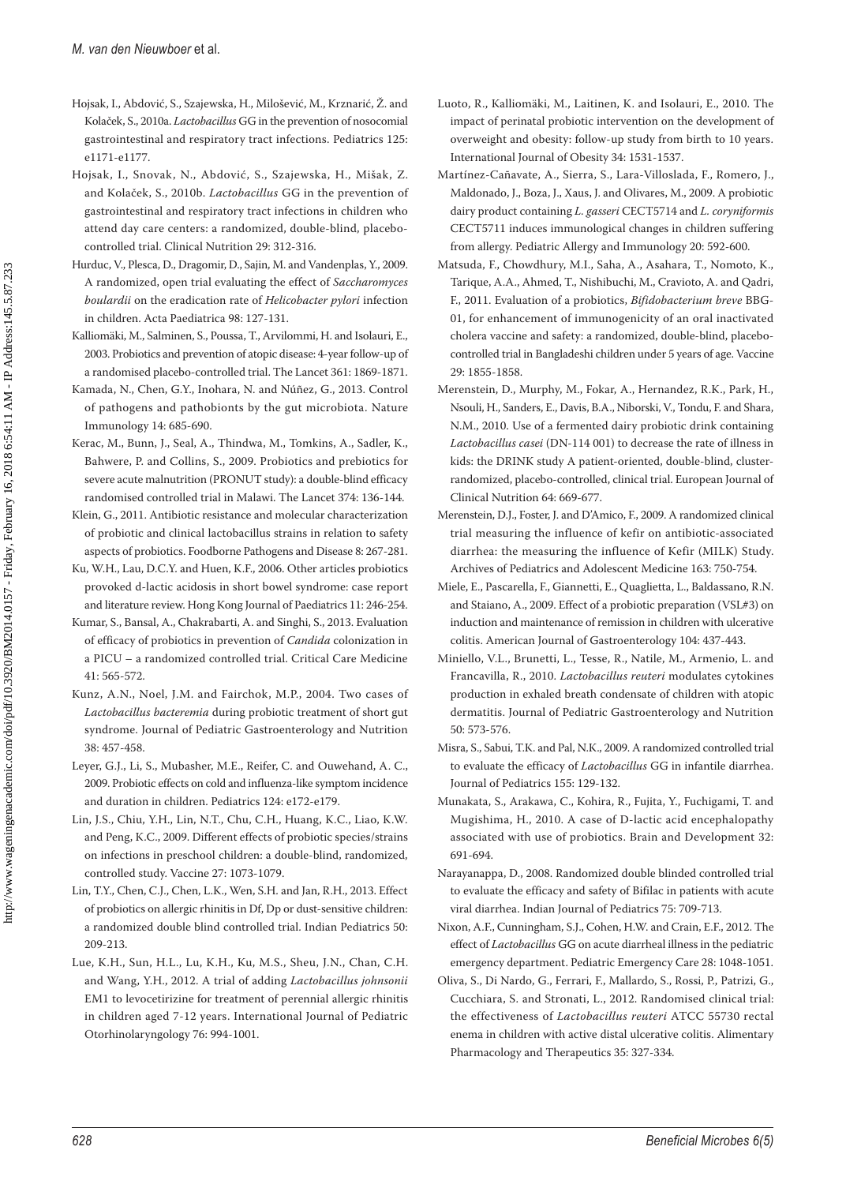Hojsak, I., Abdović, S., Szajewska, H., Milošević, M., Krznarić, Ž. and Kolaček, S., 2010a. *Lactobacillus* GG in the prevention of nosocomial gastrointestinal and respiratory tract infections. Pediatrics 125: e1171-e1177.

Hojsak, I., Snovak, N., Abdović, S., Szajewska, H., Mišak, Z. and Kolaček, S., 2010b. *Lactobacillus* GG in the prevention of gastrointestinal and respiratory tract infections in children who attend day care centers: a randomized, double-blind, placebo-controlled trial. Clinical Nutrition 29: 312-316.

Hurduc, V., Plesca, D., Dragomir, D., Sajin, M. and Vandenplas, Y., 2009. A randomized, open trial evaluating the effect of *Saccharomyces boulardii* on the eradication rate of *Helicobacter pylori* infection in children. Acta Paediatrica 98: 127-131.

Kalliomäki, M., Salminen, S., Poussa, T., Arvilommi, H. and Isolauri, E., 2003. Probiotics and prevention of atopic disease: 4-year follow-up of a randomised placebo-controlled trial. The Lancet 361: 1869-1871.

Kamada, N., Chen, G.Y., Inohara, N. and Núñez, G., 2013. Control of pathogens and pathobionts by the gut microbiota. Nature Immunology 14: 685-690.

Kerac, M., Bunn, J., Seal, A., Thindwa, M., Tomkins, A., Sadler, K., Bahwere, P. and Collins, S., 2009. Probiotics and prebiotics for severe acute malnutrition (PRONUT study): a double-blind efficacy randomised controlled trial in Malawi. The Lancet 374: 136-144.

Klein, G., 2011. Antibiotic resistance and molecular characterization of probiotic and clinical lactobacillus strains in relation to safety aspects of probiotics. Foodborne Pathogens and Disease 8: 267-281.

Ku, W.H., Lau, D.C.Y. and Huen, K.F., 2006. Other articles probiotics provoked d-lactic acidosis in short bowel syndrome: case report and literature review. Hong Kong Journal of Paediatrics 11: 246-254.

Kumar, S., Bansal, A., Chakrabarti, A. and Singhi, S., 2013. Evaluation of efficacy of probiotics in prevention of *Candida* colonization in a PICU – a randomized controlled trial. Critical Care Medicine 41: 565-572.

Kunz, A.N., Noel, J.M. and Fairchok, M.P., 2004. Two cases of *Lactobacillus bacteremia* during probiotic treatment of short gut syndrome. Journal of Pediatric Gastroenterology and Nutrition 38: 457-458.

Leyer, G.J., Li, S., Mubasher, M.E., Reifer, C. and Ouwehand, A. C., 2009. Probiotic effects on cold and influenza-like symptom incidence and duration in children. Pediatrics 124: e172-e179.

Lin, J.S., Chiu, Y.H., Lin, N.T., Chu, C.H., Huang, K.C., Liao, K.W. and Peng, K.C., 2009. Different effects of probiotic species/strains on infections in preschool children: a double-blind, randomized, controlled study. Vaccine 27: 1073-1079.

Lin, T.Y., Chen, C.J., Chen, L.K., Wen, S.H. and Jan, R.H., 2013. Effect of probiotics on allergic rhinitis in Df, Dp or dust-sensitive children: a randomized double blind controlled trial. Indian Pediatrics 50: 209-213.

Lue, K.H., Sun, H.L., Lu, K.H., Ku, M.S., Sheu, J.N., Chan, C.H. and Wang, Y.H., 2012. A trial of adding *Lactobacillus johnsonii* EM1 to levocetirizine for treatment of perennial allergic rhinitis in children aged 7-12 years. International Journal of Pediatric Otorhinolaryngology 76: 994-1001.

Luoto, R., Kalliomäki, M., Laitinen, K. and Isolauri, E., 2010. The impact of perinatal probiotic intervention on the development of overweight and obesity: follow-up study from birth to 10 years. International Journal of Obesity 34: 1531-1537.

Martínez-Cañavate, A., Sierra, S., Lara-Villoslada, F., Romero, J., Maldonado, J., Boza, J., Xaus, J. and Olivares, M., 2009. A probiotic dairy product containing *L. gasseri* CECT5714 and *L. coryniformis* CECT5711 induces immunological changes in children suffering from allergy. Pediatric Allergy and Immunology 20: 592-600.

Matsuda, F., Chowdhury, M.I., Saha, A., Asahara, T., Nomoto, K., Tarique, A.A., Ahmed, T., Nishibuchi, M., Cravioto, A. and Qadri, F., 2011. Evaluation of a probiotics, *Bifidobacterium breve* BBG-01, for enhancement of immunogenicity of an oral inactivated cholera vaccine and safety: a randomized, double-blind, placebo-controlled trial in Bangladeshi children under 5 years of age. Vaccine 29: 1855-1858.

Merenstein, D., Murphy, M., Fokar, A., Hernandez, R.K., Park, H., Nsouli, H., Sanders, E., Davis, B.A., Niborski, V., Tondu, F. and Shara, N.M., 2010. Use of a fermented dairy probiotic drink containing *Lactobacillus casei* (DN-114 001) to decrease the rate of illness in kids: the DRINK study A patient-oriented, double-blind, cluster-randomized, placebo-controlled, clinical trial. European Journal of Clinical Nutrition 64: 669-677.

Merenstein, D.J., Foster, J. and D'Amico, F., 2009. A randomized clinical trial measuring the influence of kefir on antibiotic-associated diarrhea: the measuring the influence of Kefir (MILK) Study. Archives of Pediatrics and Adolescent Medicine 163: 750-754.

Miele, E., Pascarella, F., Giannetti, E., Quaglietta, L., Baldassano, R.N. and Staiano, A., 2009. Effect of a probiotic preparation (VSL#3) on induction and maintenance of remission in children with ulcerative colitis. American Journal of Gastroenterology 104: 437-443.

Miniello, V.L., Brunetti, L., Tesse, R., Natile, M., Armenio, L. and Francavilla, R., 2010. *Lactobacillus reuteri* modulates cytokines production in exhaled breath condensate of children with atopic dermatitis. Journal of Pediatric Gastroenterology and Nutrition 50: 573-576.

Misra, S., Sabui, T.K. and Pal, N.K., 2009. A randomized controlled trial to evaluate the efficacy of *Lactobacillus* GG in infantile diarrhea. Journal of Pediatrics 155: 129-132.

Munakata, S., Arakawa, C., Kohira, R., Fujita, Y., Fuchigami, T. and Mugishima, H., 2010. A case of D-lactic acid encephalopathy associated with use of probiotics. Brain and Development 32: 691-694.

Narayanappa, D., 2008. Randomized double blinded controlled trial to evaluate the efficacy and safety of Bifilac in patients with acute viral diarrhea. Indian Journal of Pediatrics 75: 709-713.

Nixon, A.F., Cunningham, S.J., Cohen, H.W. and Crain, E.F., 2012. The effect of *Lactobacillus* GG on acute diarrheal illness in the pediatric emergency department. Pediatric Emergency Care 28: 1048-1051.

Oliva, S., Di Nardo, G., Ferrari, F., Mallardo, S., Rossi, P., Patrizi, G., Cucchiara, S. and Stronati, L., 2012. Randomised clinical trial: the effectiveness of *Lactobacillus reuteri* ATCC 55730 rectal enema in children with active distal ulcerative colitis. Alimentary Pharmacology and Therapeutics 35: 327-334.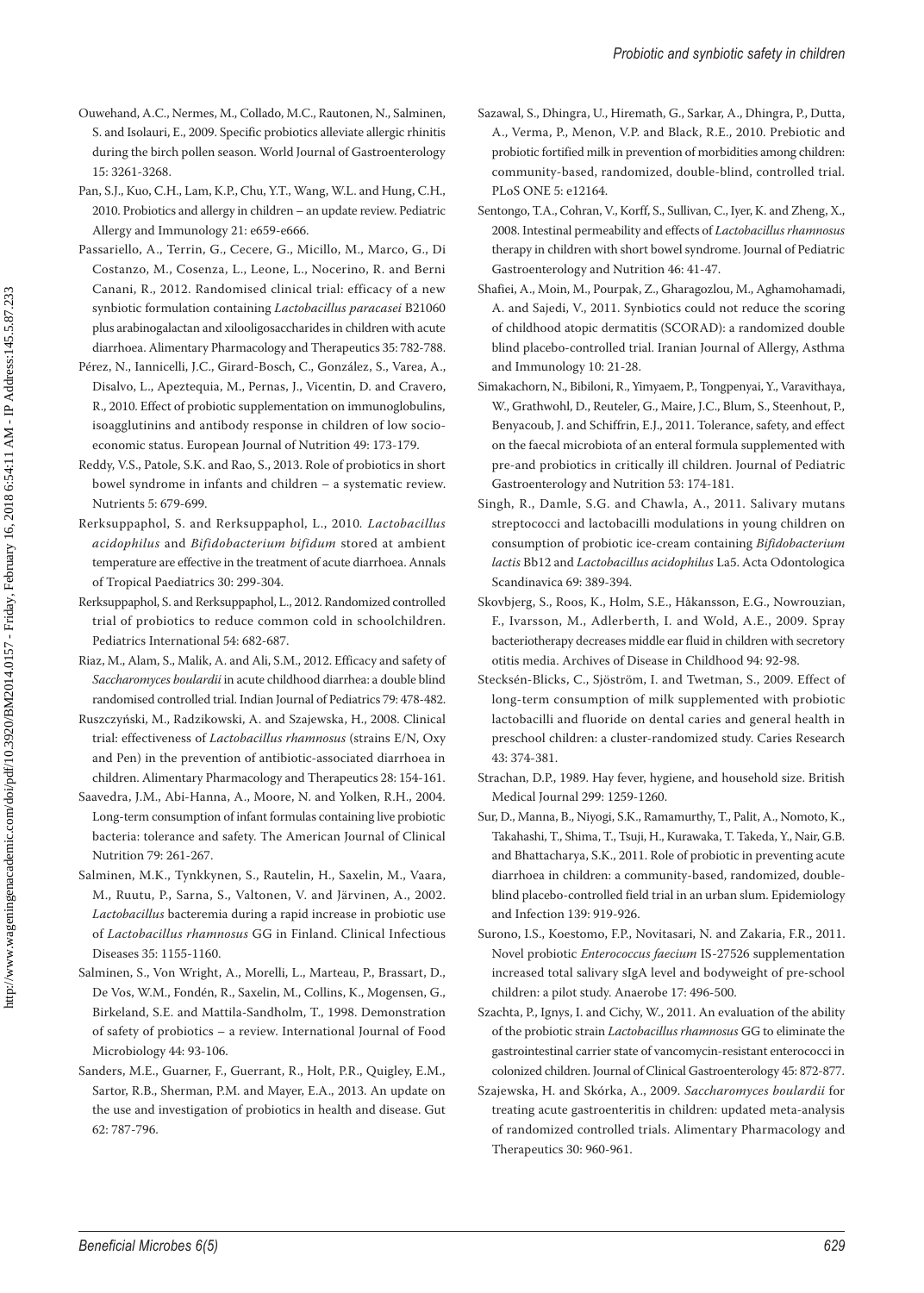Ouwehand, A.C., Nermes, M., Collado, M.C., Rautonen, N., Salminen, S. and Isolauri, E., 2009. Specific probiotics alleviate allergic rhinitis during the birch pollen season. World Journal of Gastroenterology 15: 3261-3268.

Pan, S.J., Kuo, C.H., Lam, K.P., Chu, Y.T., Wang, W.L. and Hung, C.H., 2010. Probiotics and allergy in children – an update review. Pediatric Allergy and Immunology 21: e659-e666.

Passariello, A., Terrin, G., Cecere, G., Micillo, M., Marco, G., Di Costanzo, M., Cosenza, L., Leone, L., Nocerino, R. and Berni Canani, R., 2012. Randomised clinical trial: efficacy of a new synbiotic formulation containing *Lactobacillus paracasei* B21060 plus arabinogalactan and xilooligosaccharides in children with acute diarrhoea. Alimentary Pharmacology and Therapeutics 35: 782-788.

Pérez, N., Iannicelli, J.C., Girard-Bosch, C., González, S., Varea, A., Disalvo, L., Apeztequia, M., Pernas, J., Vicentin, D. and Cravero, R., 2010. Effect of probiotic supplementation on immunoglobulins, isoagglutinins and antibody response in children of low socio-economic status. European Journal of Nutrition 49: 173-179.

Reddy, V.S., Patole, S.K. and Rao, S., 2013. Role of probiotics in short bowel syndrome in infants and children – a systematic review. Nutrients 5: 679-699.

Rerksuppaphol, S. and Rerksuppaphol, L., 2010. *Lactobacillus acidophilus* and *Bifidobacterium bifidum* stored at ambient temperature are effective in the treatment of acute diarrhoea. Annals of Tropical Paediatrics 30: 299-304.

Rerksuppaphol, S. and Rerksuppaphol, L., 2012. Randomized controlled trial of probiotics to reduce common cold in schoolchildren. Pediatrics International 54: 682-687.

Riaz, M., Alam, S., Malik, A. and Ali, S.M., 2012. Efficacy and safety of *Saccharomyces boulardii* in acute childhood diarrhea: a double blind randomised controlled trial. Indian Journal of Pediatrics 79: 478-482.

Ruszczyński, M., Radzikowski, A. and Szajewska, H., 2008. Clinical trial: effectiveness of *Lactobacillus rhamnosus* (strains E/N, Oxy and Pen) in the prevention of antibiotic-associated diarrhoea in children. Alimentary Pharmacology and Therapeutics 28: 154-161.

Saavedra, J.M., Abi-Hanna, A., Moore, N. and Yolken, R.H., 2004. Long-term consumption of infant formulas containing live probiotic bacteria: tolerance and safety. The American Journal of Clinical Nutrition 79: 261-267.

Salminen, M.K., Tynkkynen, S., Rautelin, H., Saxelin, M., Vaara, M., Ruutu, P., Sarna, S., Valtonen, V. and Järvinen, A., 2002. *Lactobacillus* bacteremia during a rapid increase in probiotic use of *Lactobacillus rhamnosus* GG in Finland. Clinical Infectious Diseases 35: 1155-1160.

Salminen, S., Von Wright, A., Morelli, L., Marteau, P., Brassart, D., De Vos, W.M., Fondén, R., Saxelin, M., Collins, K., Mogensen, G., Birkeland, S.E. and Mattila-Sandholm, T., 1998. Demonstration of safety of probiotics – a review. International Journal of Food Microbiology 44: 93-106.

Sanders, M.E., Guarner, F., Guerrant, R., Holt, P.R., Quigley, E.M., Sartor, R.B., Sherman, P.M. and Mayer, E.A., 2013. An update on the use and investigation of probiotics in health and disease. Gut 62: 787-796.

Sazawal, S., Dhingra, U., Hiremath, G., Sarkar, A., Dhingra, P., Dutta, A., Verma, P., Menon, V.P. and Black, R.E., 2010. Prebiotic and probiotic fortified milk in prevention of morbidities among children: community-based, randomized, double-blind, controlled trial. PLoS ONE 5: e12164.

Sentongo, T.A., Cohran, V., Korff, S., Sullivan, C., Iyer, K. and Zheng, X., 2008. Intestinal permeability and effects of *Lactobacillus rhamnosus* therapy in children with short bowel syndrome. Journal of Pediatric Gastroenterology and Nutrition 46: 41-47.

Shafiei, A., Moin, M., Pourpak, Z., Gharagozlou, M., Aghamohamadi, A. and Sajedi, V., 2011. Synbiotics could not reduce the scoring of childhood atopic dermatitis (SCORAD): a randomized double blind placebo-controlled trial. Iranian Journal of Allergy, Asthma and Immunology 10: 21-28.

Simakachorn, N., Bibiloni, R., Yimyaem, P., Tongpenyai, Y., Varavithaya, W., Grathwohl, D., Reuteler, G., Maire, J.C., Blum, S., Steenhout, P., Benyacoub, J. and Schiffrin, E.J., 2011. Tolerance, safety, and effect on the faecal microbiota of an enteral formula supplemented with pre- and probiotics in critically ill children. Journal of Pediatric Gastroenterology and Nutrition 53: 174-181.

Singh, R., Damle, S.G. and Chawla, A., 2011. Salivary mutans streptococci and lactobacilli modulations in young children on consumption of probiotic ice-cream containing *Bifidobacterium lactis* Bb12 and *Lactobacillus acidophilus* La5. Acta Odontologica Scandinavica 69: 389-394.

Skovbjerg, S., Roos, K., Holm, S.E., Håkansson, E.G., Nowrouzian, F., Ivarsson, M., Adlerberth, I. and Wold, A.E., 2009. Spray bacteriotherapy decreases middle ear fluid in children with secretory otitis media. Archives of Disease in Childhood 94: 92-98.

Stecksén-Blicks, C., Sjöström, I. and Twetman, S., 2009. Effect of long-term consumption of milk supplemented with probiotic lactobacilli and fluoride on dental caries and general health in preschool children: a cluster-randomized study. Caries Research 43: 374-381.

Strachan, D.P., 1989. Hay fever, hygiene, and household size. British Medical Journal 299: 1259-1260.

Sur, D., Manna, B., Niyogi, S.K., Ramamurthy, T., Palit, A., Nomoto, K., Takahashi, T., Shima, T., Tsuji, H., Kurawaka, T. Takeda, Y., Nair, G.B. and Bhattacharya, S.K., 2011. Role of probiotic in preventing acute diarrhoea in children: a community-based, randomized, double-blind placebo-controlled field trial in an urban slum. Epidemiology and Infection 139: 919-926.

Surono, I.S., Koestomo, F.P., Novitasari, N. and Zakaria, F.R., 2011. Novel probiotic *Enterococcus faecium* IS-27526 supplementation increased total salivary sIgA level and bodyweight of pre-school children: a pilot study. Anaerobe 17: 496-500.

Szachta, P., Ignys, I. and Cichy, W., 2011. An evaluation of the ability of the probiotic strain *Lactobacillus rhamnosus* GG to eliminate the gastrointestinal carrier state of vancomycin-resistant enterococci in colonized children. Journal of Clinical Gastroenterology 45: 872-877.

Szajewska, H. and Skórka, A., 2009. *Saccharomyces boulardii* for treating acute gastroenteritis in children: updated meta-analysis of randomized controlled trials. Alimentary Pharmacology and Therapeutics 30: 960-961.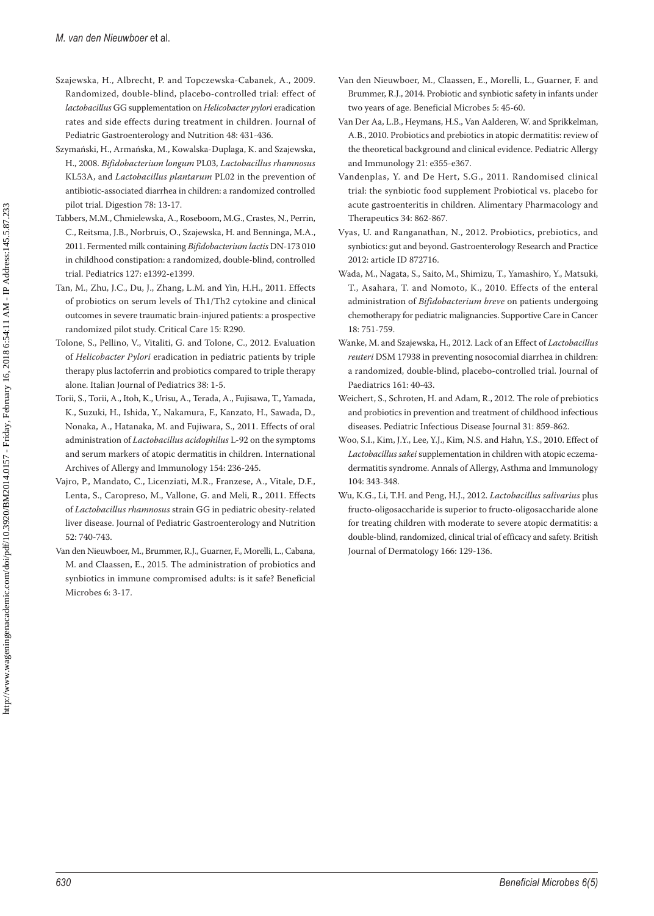Szajewska, H., Albrecht, P. and Topczewska-Cabanek, A., 2009. Randomized, double-blind, placebo-controlled trial: effect of *lactobacillus* GG supplementation on *Helicobacter pylori* eradication rates and side effects during treatment in children. Journal of Pediatric Gastroenterology and Nutrition 48: 431-436.

Szymański, H., Armańska, M., Kowalska-Duplaga, K. and Szajewska, H., 2008. *Bifidobacterium longum* PL03, *Lactobacillus rhamnosus* KL53A, and *Lactobacillus plantarum* PL02 in the prevention of antibiotic-associated diarrhea in children: a randomized controlled pilot trial. Digestion 78: 13-17.

Tabbers, M.M., Chmielewska, A., Roseboom, M.G., Crastes, N., Perrin, C., Reitsma, J.B., Norbruis, O., Szajewska, H. and Benninga, M.A., 2011. Fermented milk containing *Bifidobacterium lactis* DN-173 010 in childhood constipation: a randomized, double-blind, controlled trial. Pediatrics 127: e1392-e1399.

Tan, M., Zhu, J.C., Du, J., Zhang, L.M. and Yin, H.H., 2011. Effects of probiotics on serum levels of Th1/Th2 cytokine and clinical outcomes in severe traumatic brain-injured patients: a prospective randomized pilot study. Critical Care 15: R290.

Tolone, S., Pellino, V., Vitaliti, G. and Tolone, C., 2012. Evaluation of *Helicobacter Pylori* eradication in pediatric patients by triple therapy plus lactoferrin and probiotics compared to triple therapy alone. Italian Journal of Pediatrics 38: 1-5.

Torii, S., Torii, A., Itoh, K., Urisu, A., Terada, A., Fujisawa, T., Yamada, K., Suzuki, H., Ishida, Y., Nakamura, F., Kanzato, H., Sawada, D., Nonaka, A., Hatanaka, M. and Fujiwara, S., 2011. Effects of oral administration of *Lactobacillus acidophilus* L-92 on the symptoms and serum markers of atopic dermatitis in children. International Archives of Allergy and Immunology 154: 236-245.

Vajro, P., Mandato, C., Licenziati, M.R., Franzese, A., Vitale, D.F., Lenta, S., Caropreso, M., Vallone, G. and Meli, R., 2011. Effects of *Lactobacillus rhamnosus* strain GG in pediatric obesity-related liver disease. Journal of Pediatric Gastroenterology and Nutrition 52: 740-743.

Van den Nieuwboer, M., Brummer, R.J., Guarner, F., Morelli, L., Cabana, M. and Claassen, E., 2015. The administration of probiotics and synbiotics in immune compromised adults: is it safe? Beneficial Microbes 6: 3-17.

Van den Nieuwboer, M., Claassen, E., Morelli, L., Guarner, F. and Brummer, R.J., 2014. Probiotic and synbiotic safety in infants under two years of age. Beneficial Microbes 5: 45-60.

Van Der Aa, L.B., Heymans, H.S., Van Aalderen, W. and Sprikkelman, A.B., 2010. Probiotics and prebiotics in atopic dermatitis: review of the theoretical background and clinical evidence. Pediatric Allergy and Immunology 21: e355-e367.

Vandenplas, Y. and De Hert, S.G., 2011. Randomised clinical trial: the synbiotic food supplement Probiotical vs. placebo for acute gastroenteritis in children. Alimentary Pharmacology and Therapeutics 34: 862-867.

Vyas, U. and Ranganathan, N., 2012. Probiotics, prebiotics, and synbiotics: gut and beyond. Gastroenterology Research and Practice 2012: article ID 872716.

Wada, M., Nagata, S., Saito, M., Shimizu, T., Yamashiro, Y., Matsuki, T., Asahara, T. and Nomoto, K., 2010. Effects of the enteral administration of *Bifidobacterium breve* on patients undergoing chemotherapy for pediatric malignancies. Supportive Care in Cancer 18: 751-759.

Wanke, M. and Szajewska, H., 2012. Lack of an Effect of *Lactobacillus reuteri* DSM 17938 in preventing nosocomial diarrhea in children: a randomized, double-blind, placebo-controlled trial. Journal of Paediatrics 161: 40-43.

Weichert, S., Schroten, H. and Adam, R., 2012. The role of prebiotics and probiotics in prevention and treatment of childhood infectious diseases. Pediatric Infectious Disease Journal 31: 859-862.

Woo, S.I., Kim, J.Y., Lee, Y.J., Kim, N.S. and Hahn, Y.S., 2010. Effect of *Lactobacillus sakei* supplementation in children with atopic eczema-dermatitis syndrome. Annals of Allergy, Asthma and Immunology 104: 343-348.

Wu, K.G., Li, T.H. and Peng, H.J., 2012. *Lactobacillus salivarius* plus fructo-oligosaccharide is superior to fructo-oligosaccharide alone for treating children with moderate to severe atopic dermatitis: a double-blind, randomized, clinical trial of efficacy and safety. British Journal of Dermatology 166: 129-136.